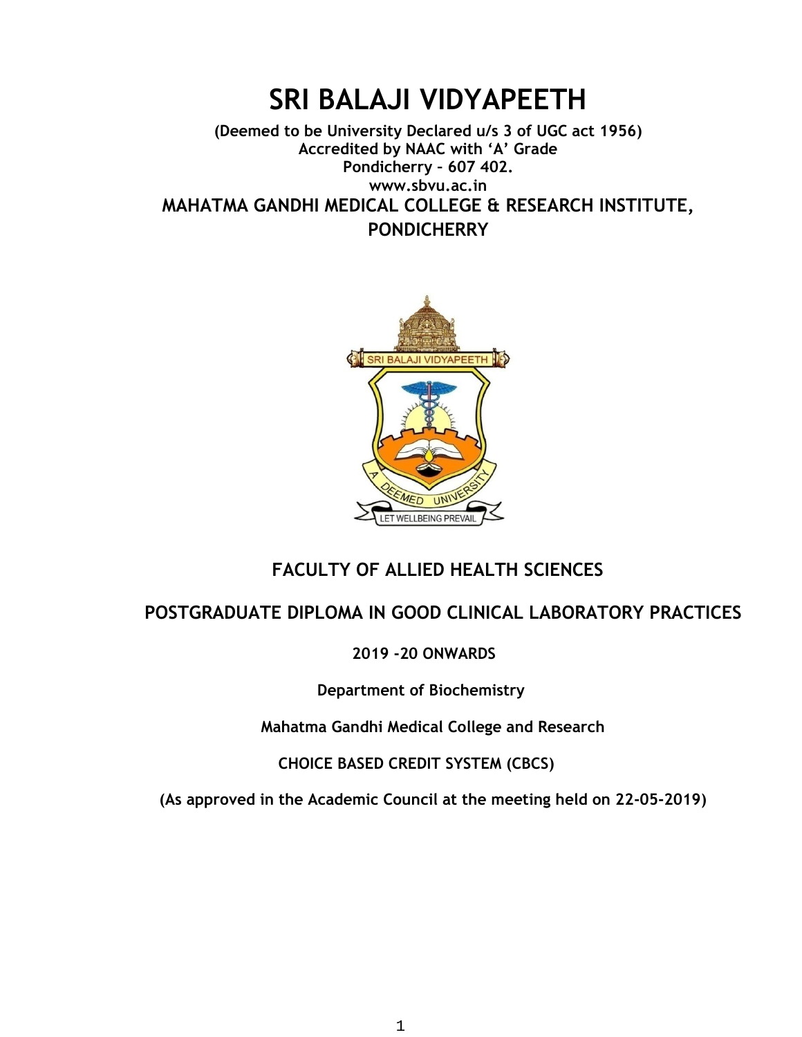# SRI BALAJI VIDYAPEETH

**(Deemed to be University Declared u/s 3 of UGC act 1956)**
**Accredited by NAAC with 'A' Grade**
**Pondicherry – 607 402.**
**www.sbvu.ac.in**

## MAHATMA GANDHI MEDICAL COLLEGE & RESEARCH INSTITUTE, PONDICHERRY

## FACULTY OF ALLIED HEALTH SCIENCES

## POSTGRADUATE DIPLOMA IN GOOD CLINICAL LABORATORY PRACTICES

**2019 -20 ONWARDS**

**Department of Biochemistry**

**Mahatma Gandhi Medical College and Research**

**CHOICE BASED CREDIT SYSTEM (CBCS)**

**(As approved in the Academic Council at the meeting held on 22-05-2019)**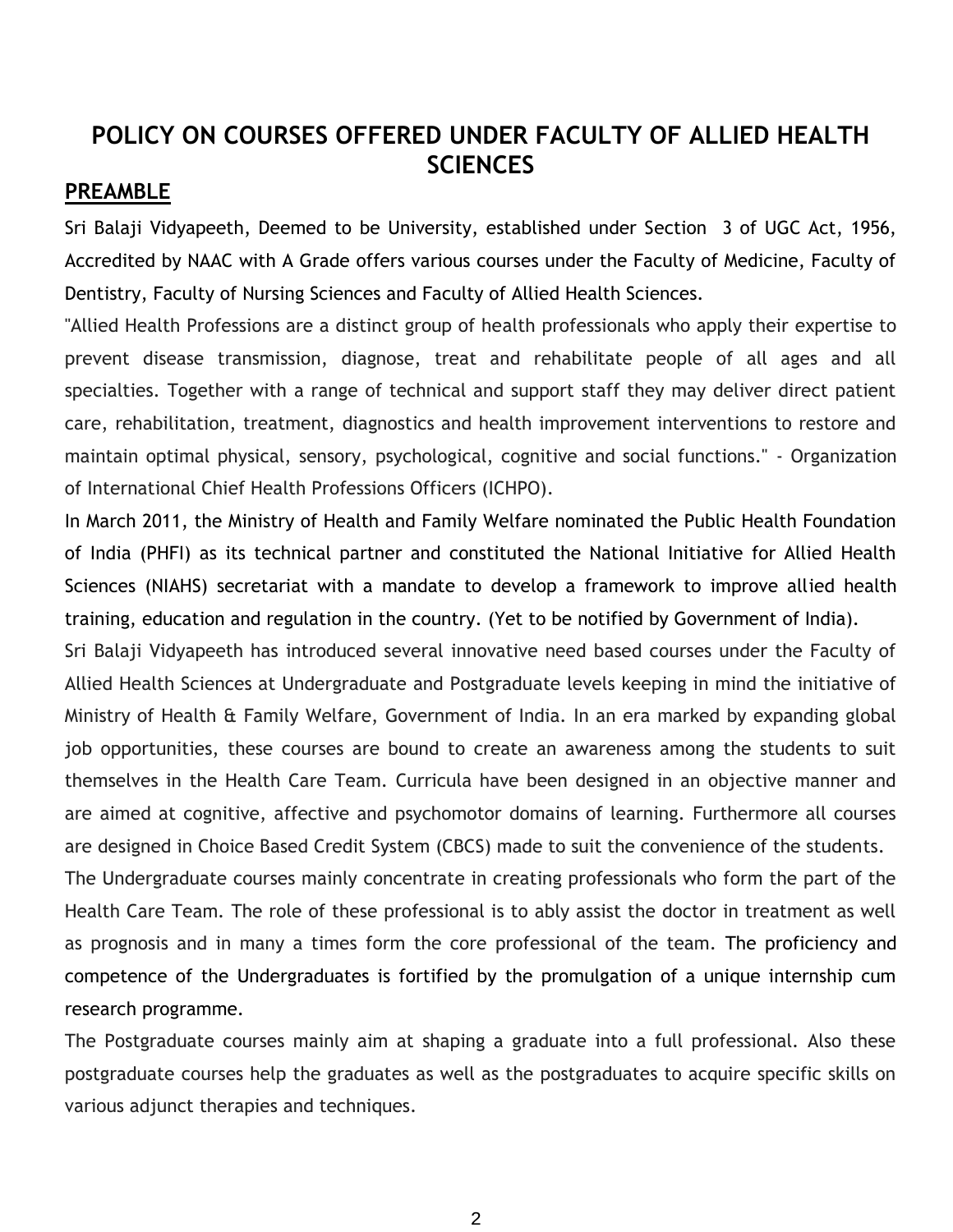# POLICY ON COURSES OFFERED UNDER FACULTY OF ALLIED HEALTH SCIENCES

## PREAMBLE

Sri Balaji Vidyapeeth, Deemed to be University, established under Section 3 of UGC Act, 1956, Accredited by NAAC with A Grade offers various courses under the Faculty of Medicine, Faculty of Dentistry, Faculty of Nursing Sciences and Faculty of Allied Health Sciences.

"Allied Health Professions are a distinct group of health professionals who apply their expertise to prevent disease transmission, diagnose, treat and rehabilitate people of all ages and all specialties. Together with a range of technical and support staff they may deliver direct patient care, rehabilitation, treatment, diagnostics and health improvement interventions to restore and maintain optimal physical, sensory, psychological, cognitive and social functions." - Organization of International Chief Health Professions Officers (ICHPO).

In March 2011, the Ministry of Health and Family Welfare nominated the Public Health Foundation of India (PHFI) as its technical partner and constituted the National Initiative for Allied Health Sciences (NIAHS) secretariat with a mandate to develop a framework to improve allied health training, education and regulation in the country. (Yet to be notified by Government of India).

Sri Balaji Vidyapeeth has introduced several innovative need based courses under the Faculty of Allied Health Sciences at Undergraduate and Postgraduate levels keeping in mind the initiative of Ministry of Health & Family Welfare, Government of India. In an era marked by expanding global job opportunities, these courses are bound to create an awareness among the students to suit themselves in the Health Care Team. Curricula have been designed in an objective manner and are aimed at cognitive, affective and psychomotor domains of learning. Furthermore all courses are designed in Choice Based Credit System (CBCS) made to suit the convenience of the students.

The Undergraduate courses mainly concentrate in creating professionals who form the part of the Health Care Team. The role of these professional is to ably assist the doctor in treatment as well as prognosis and in many a times form the core professional of the team. The proficiency and competence of the Undergraduates is fortified by the promulgation of a unique internship cum research programme.

The Postgraduate courses mainly aim at shaping a graduate into a full professional. Also these postgraduate courses help the graduates as well as the postgraduates to acquire specific skills on various adjunct therapies and techniques.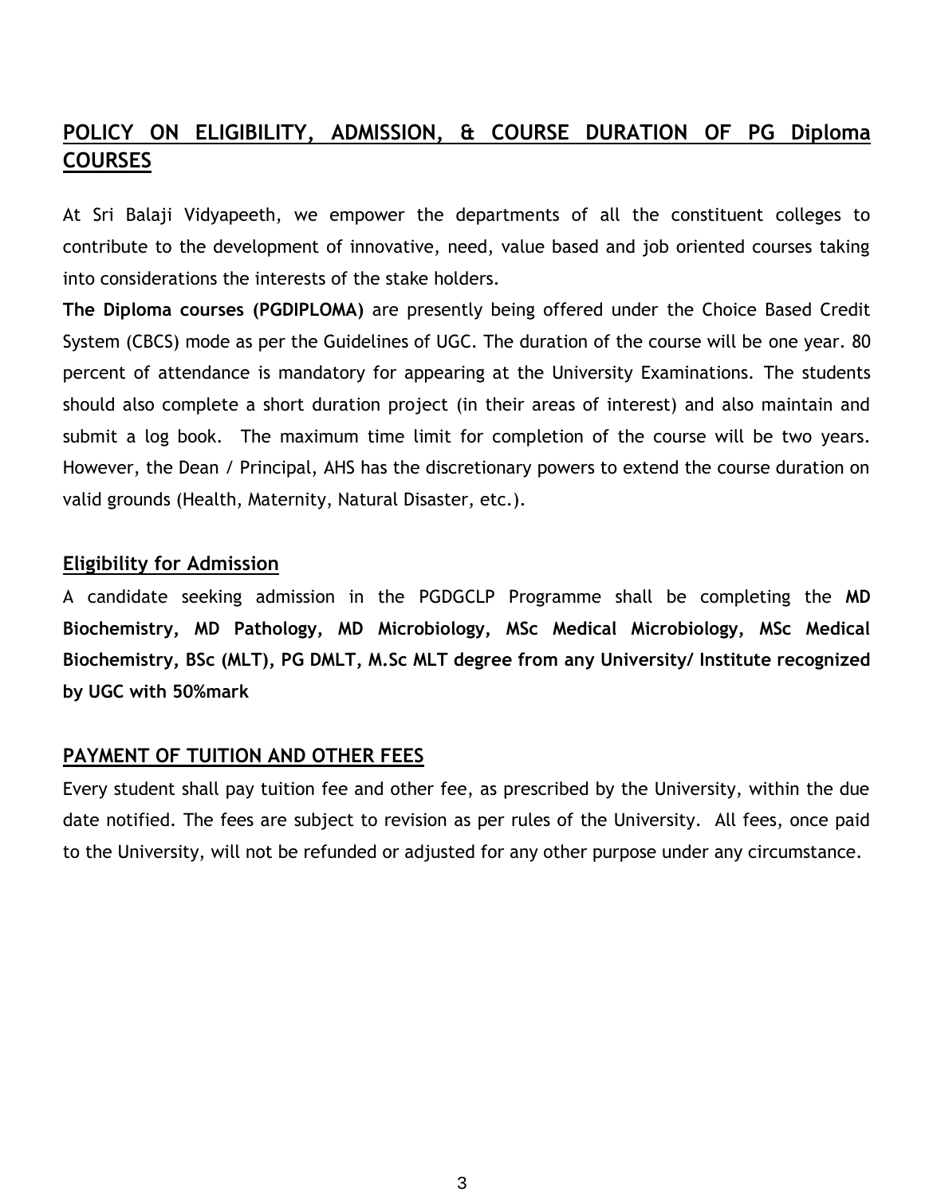## POLICY ON ELIGIBILITY, ADMISSION, & COURSE DURATION OF PG Diploma COURSES

At Sri Balaji Vidyapeeth, we empower the departments of all the constituent colleges to contribute to the development of innovative, need, value based and job oriented courses taking into considerations the interests of the stake holders.

**The Diploma courses (PGDIPLOMA)** are presently being offered under the Choice Based Credit System (CBCS) mode as per the Guidelines of UGC. The duration of the course will be one year. 80 percent of attendance is mandatory for appearing at the University Examinations. The students should also complete a short duration project (in their areas of interest) and also maintain and submit a log book. The maximum time limit for completion of the course will be two years. However, the Dean / Principal, AHS has the discretionary powers to extend the course duration on valid grounds (Health, Maternity, Natural Disaster, etc.).

### Eligibility for Admission

A candidate seeking admission in the PGDGCLP Programme shall be completing the **MD Biochemistry, MD Pathology, MD Microbiology, MSc Medical Microbiology, MSc Medical Biochemistry, BSc (MLT), PG DMLT, M.Sc MLT degree from any University/ Institute recognized by UGC with 50%mark**

### PAYMENT OF TUITION AND OTHER FEES

Every student shall pay tuition fee and other fee, as prescribed by the University, within the due date notified. The fees are subject to revision as per rules of the University. All fees, once paid to the University, will not be refunded or adjusted for any other purpose under any circumstance.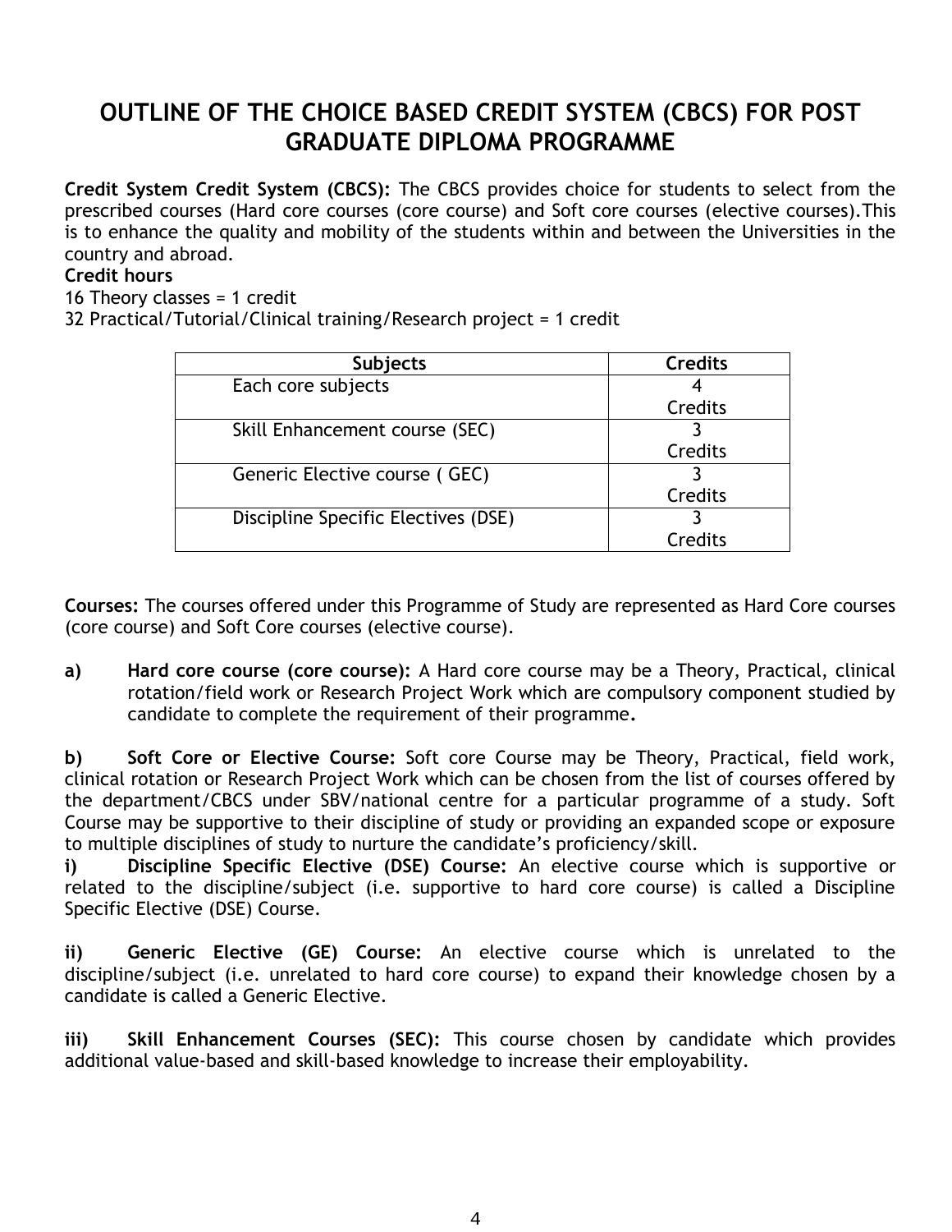# OUTLINE OF THE CHOICE BASED CREDIT SYSTEM (CBCS) FOR POST GRADUATE DIPLOMA PROGRAMME

**Credit System Credit System (CBCS):** The CBCS provides choice for students to select from the prescribed courses (Hard core courses (core course) and Soft core courses (elective courses).This is to enhance the quality and mobility of the students within and between the Universities in the country and abroad.

**Credit hours**

16 Theory classes = 1 credit

32 Practical/Tutorial/Clinical training/Research project = 1 credit

| Subjects | Credits |
|---|---|
| Each core subjects | 4 Credits |
| Skill Enhancement course (SEC) | 3 Credits |
| Generic Elective course ( GEC) | 3 Credits |
| Discipline Specific Electives (DSE) | 3 Credits |

**Courses:** The courses offered under this Programme of Study are represented as Hard Core courses (core course) and Soft Core courses (elective course).

**a) Hard core course (core course):** A Hard core course may be a Theory, Practical, clinical rotation/field work or Research Project Work which are compulsory component studied by candidate to complete the requirement of their programme**.**

**b) Soft Core or Elective Course:** Soft core Course may be Theory, Practical, field work, clinical rotation or Research Project Work which can be chosen from the list of courses offered by the department/CBCS under SBV/national centre for a particular programme of a study. Soft Course may be supportive to their discipline of study or providing an expanded scope or exposure to multiple disciplines of study to nurture the candidate's proficiency/skill.

**i) Discipline Specific Elective (DSE) Course:** An elective course which is supportive or related to the discipline/subject (i.e. supportive to hard core course) is called a Discipline Specific Elective (DSE) Course.

**ii) Generic Elective (GE) Course:** An elective course which is unrelated to the discipline/subject (i.e. unrelated to hard core course) to expand their knowledge chosen by a candidate is called a Generic Elective.

**iii) Skill Enhancement Courses (SEC):** This course chosen by candidate which provides additional value-based and skill-based knowledge to increase their employability.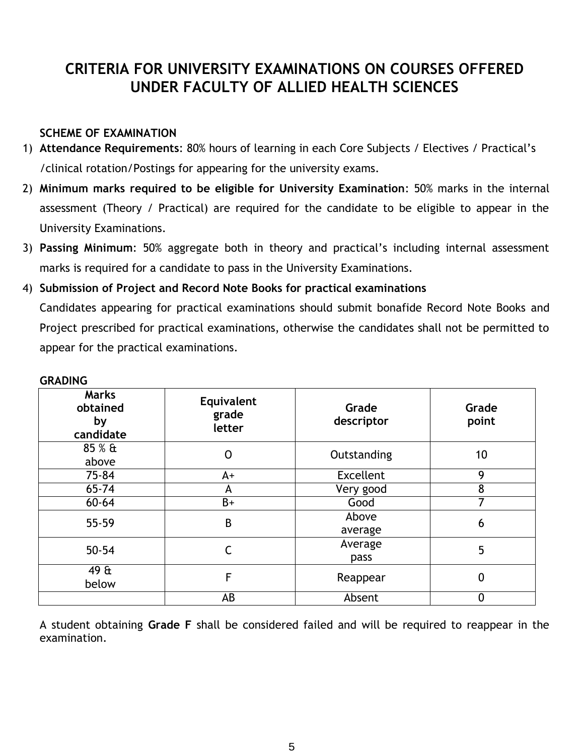# CRITERIA FOR UNIVERSITY EXAMINATIONS ON COURSES OFFERED UNDER FACULTY OF ALLIED HEALTH SCIENCES

**SCHEME OF EXAMINATION**

1) **Attendance Requirements**: 80% hours of learning in each Core Subjects / Electives / Practical's /clinical rotation/Postings for appearing for the university exams.
2) **Minimum marks required to be eligible for University Examination**: 50% marks in the internal assessment (Theory / Practical) are required for the candidate to be eligible to appear in the University Examinations.
3) **Passing Minimum**: 50% aggregate both in theory and practical's including internal assessment marks is required for a candidate to pass in the University Examinations.
4) **Submission of Project and Record Note Books for practical examinations**
   Candidates appearing for practical examinations should submit bonafide Record Note Books and Project prescribed for practical examinations, otherwise the candidates shall not be permitted to appear for the practical examinations.

**GRADING**

| Marks obtained by candidate | Equivalent grade letter | Grade descriptor | Grade point |
|---|---|---|---|
| 85 % & above | O | Outstanding | 10 |
| 75-84 | A+ | Excellent | 9 |
| 65-74 | A | Very good | 8 |
| 60-64 | B+ | Good | 7 |
| 55-59 | B | Above average | 6 |
| 50-54 | C | Average pass | 5 |
| 49 & below | F | Reappear | 0 |
| | AB | Absent | 0 |

A student obtaining **Grade F** shall be considered failed and will be required to reappear in the examination.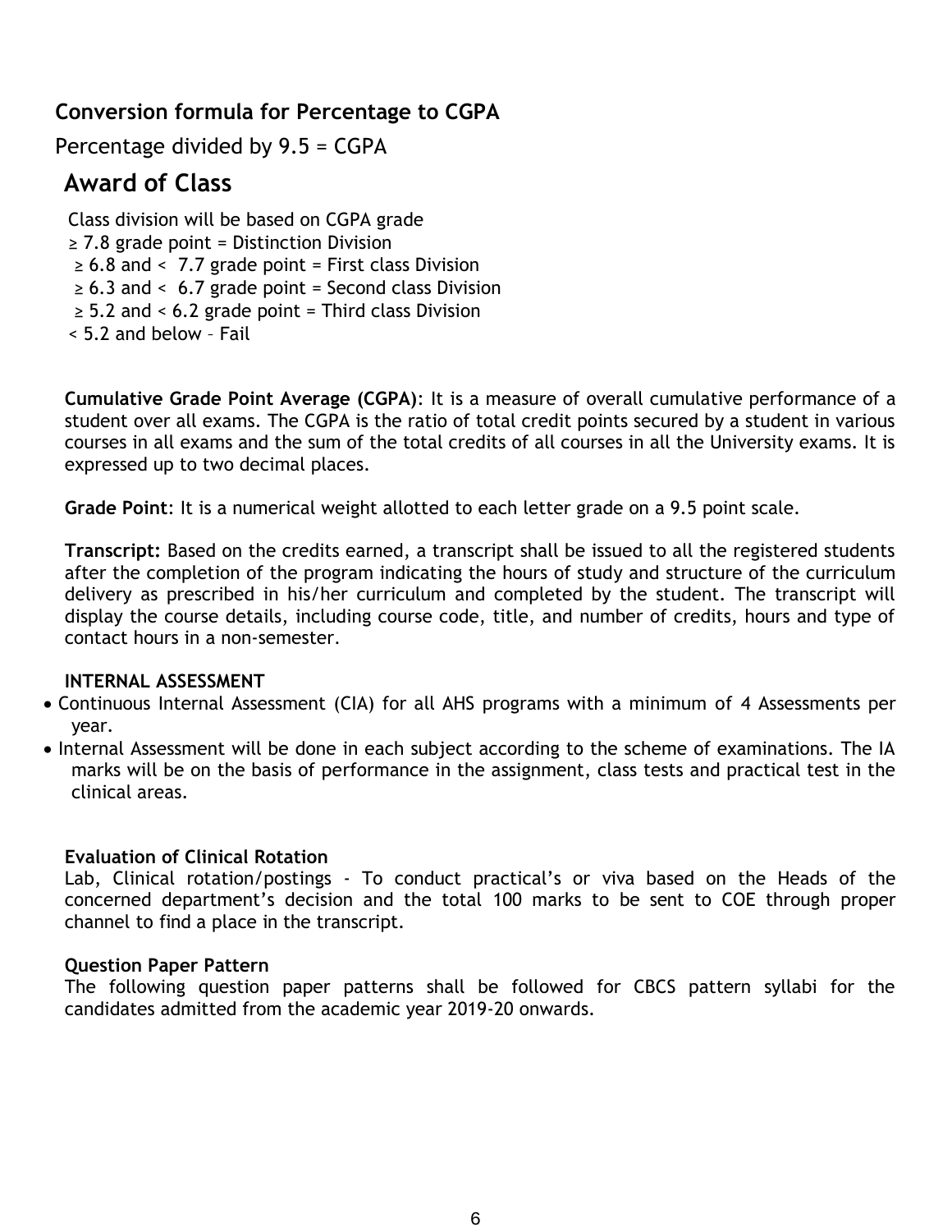### Conversion formula for Percentage to CGPA

Percentage divided by 9.5 = CGPA

## Award of Class

Class division will be based on CGPA grade

≥ 7.8 grade point = Distinction Division

≥ 6.8 and < 7.7 grade point = First class Division

≥ 6.3 and < 6.7 grade point = Second class Division

≥ 5.2 and < 6.2 grade point = Third class Division

< 5.2 and below – Fail

**Cumulative Grade Point Average (CGPA)**: It is a measure of overall cumulative performance of a student over all exams. The CGPA is the ratio of total credit points secured by a student in various courses in all exams and the sum of the total credits of all courses in all the University exams. It is expressed up to two decimal places.

**Grade Point**: It is a numerical weight allotted to each letter grade on a 9.5 point scale.

**Transcript:** Based on the credits earned, a transcript shall be issued to all the registered students after the completion of the program indicating the hours of study and structure of the curriculum delivery as prescribed in his/her curriculum and completed by the student. The transcript will display the course details, including course code, title, and number of credits, hours and type of contact hours in a non-semester.

**INTERNAL ASSESSMENT**

- Continuous Internal Assessment (CIA) for all AHS programs with a minimum of 4 Assessments per year.
- Internal Assessment will be done in each subject according to the scheme of examinations. The IA marks will be on the basis of performance in the assignment, class tests and practical test in the clinical areas.

**Evaluation of Clinical Rotation**

Lab, Clinical rotation/postings - To conduct practical's or viva based on the Heads of the concerned department's decision and the total 100 marks to be sent to COE through proper channel to find a place in the transcript.

**Question Paper Pattern**

The following question paper patterns shall be followed for CBCS pattern syllabi for the candidates admitted from the academic year 2019-20 onwards.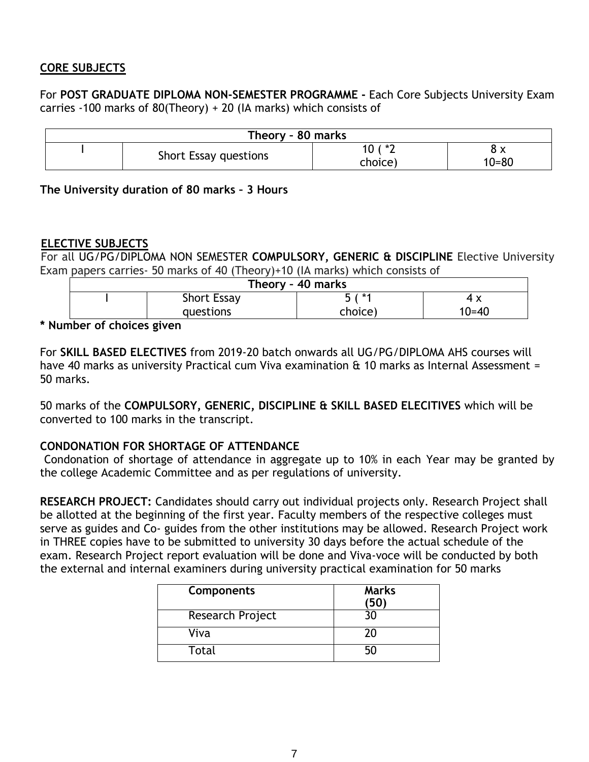## CORE SUBJECTS

For **POST GRADUATE DIPLOMA NON-SEMESTER PROGRAMME -** Each Core Subjects University Exam carries -100 marks of 80(Theory) + 20 (IA marks) which consists of

| Theory – 80 marks | | | |
|---|---|---|---|
| I | Short Essay questions | 10 ( *2 choice) | 8 x 10=80 |

**The University duration of 80 marks – 3 Hours**

## ELECTIVE SUBJECTS

For all UG/PG/DIPLOMA NON SEMESTER **COMPULSORY, GENERIC & DISCIPLINE** Elective University Exam papers carries- 50 marks of 40 (Theory)+10 (IA marks) which consists of

| Theory – 40 marks | | | |
|---|---|---|---|
| I | Short Essay questions | 5 ( *1 choice) | 4 x 10=40 |

**\* Number of choices given**

For **SKILL BASED ELECTIVES** from 2019-20 batch onwards all UG/PG/DIPLOMA AHS courses will have 40 marks as university Practical cum Viva examination & 10 marks as Internal Assessment = 50 marks.

50 marks of the **COMPULSORY, GENERIC, DISCIPLINE & SKILL BASED ELECITIVES** which will be converted to 100 marks in the transcript.

**CONDONATION FOR SHORTAGE OF ATTENDANCE**

Condonation of shortage of attendance in aggregate up to 10% in each Year may be granted by the college Academic Committee and as per regulations of university.

**RESEARCH PROJECT:** Candidates should carry out individual projects only. Research Project shall be allotted at the beginning of the first year. Faculty members of the respective colleges must serve as guides and Co- guides from the other institutions may be allowed. Research Project work in THREE copies have to be submitted to university 30 days before the actual schedule of the exam. Research Project report evaluation will be done and Viva-voce will be conducted by both the external and internal examiners during university practical examination for 50 marks

| Components | Marks (50) |
|---|---|
| Research Project | 30 |
| Viva | 20 |
| Total | 50 |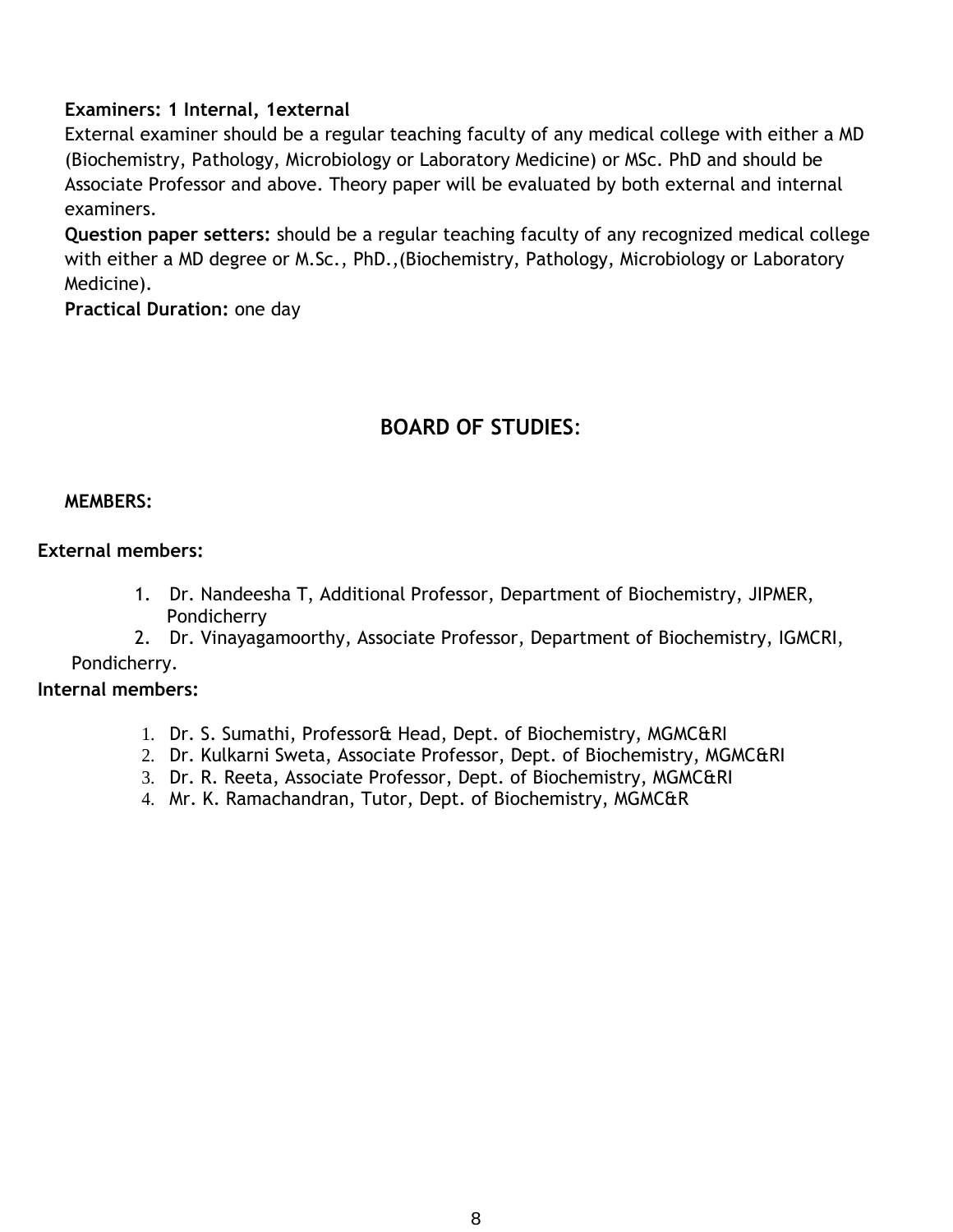**Examiners: 1 Internal, 1external**

External examiner should be a regular teaching faculty of any medical college with either a MD (Biochemistry, Pathology, Microbiology or Laboratory Medicine) or MSc. PhD and should be Associate Professor and above. Theory paper will be evaluated by both external and internal examiners.

**Question paper setters:** should be a regular teaching faculty of any recognized medical college with either a MD degree or M.Sc., PhD.,(Biochemistry, Pathology, Microbiology or Laboratory Medicine).

**Practical Duration:** one day

## BOARD OF STUDIES:

**MEMBERS:**

**External members:**

1. Dr. Nandeesha T, Additional Professor, Department of Biochemistry, JIPMER, Pondicherry
2. Dr. Vinayagamoorthy, Associate Professor, Department of Biochemistry, IGMCRI, Pondicherry.

**Internal members:**

1. Dr. S. Sumathi, Professor& Head, Dept. of Biochemistry, MGMC&RI
2. Dr. Kulkarni Sweta, Associate Professor, Dept. of Biochemistry, MGMC&RI
3. Dr. R. Reeta, Associate Professor, Dept. of Biochemistry, MGMC&RI
4. Mr. K. Ramachandran, Tutor, Dept. of Biochemistry, MGMC&R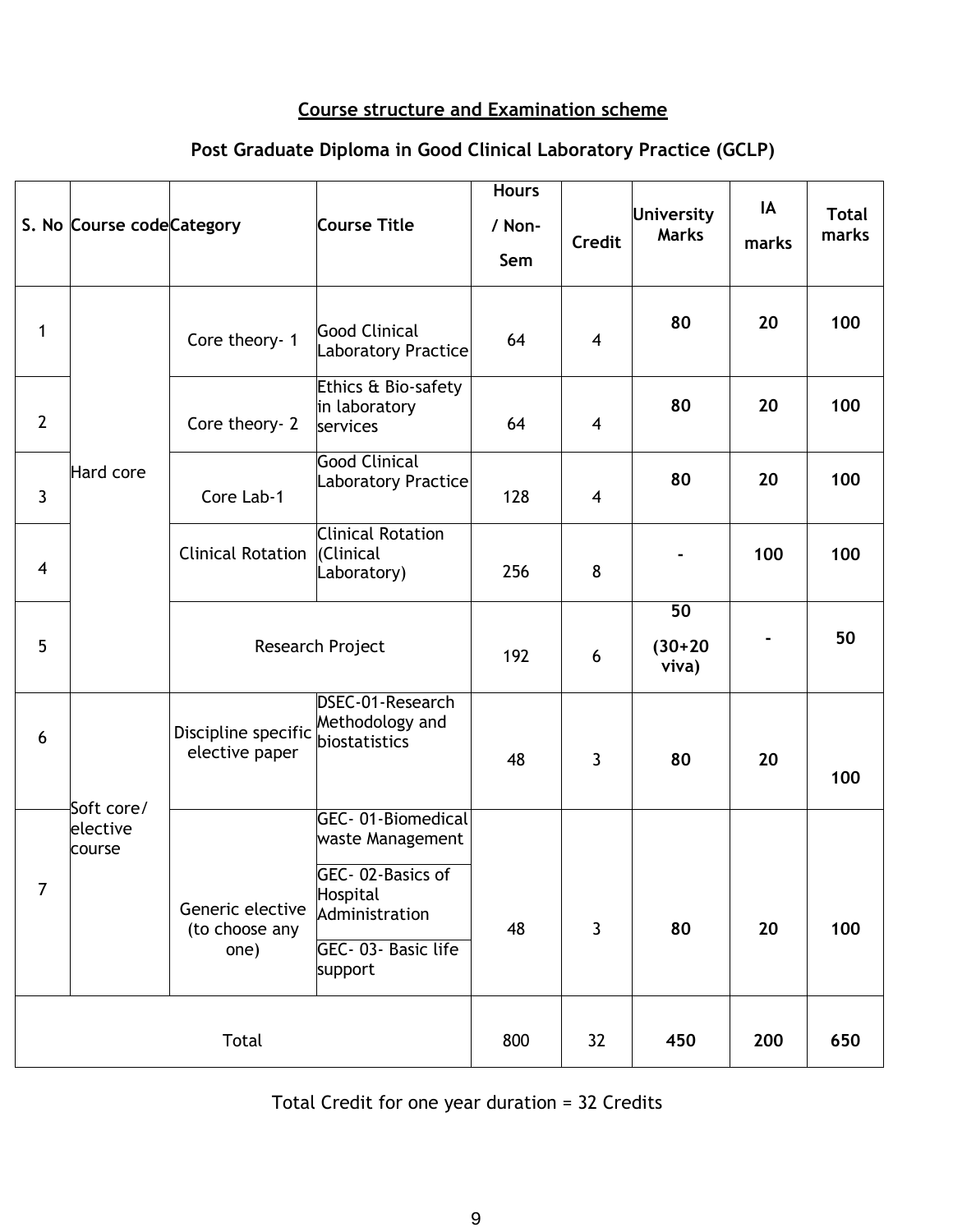## Course structure and Examination scheme

### Post Graduate Diploma in Good Clinical Laboratory Practice (GCLP)

| S. No | Course code | Category | Course Title | Hours / Non-Sem | Credit | University Marks | IA marks | Total marks |
|---|---|---|---|---|---|---|---|---|
| 1 | Hard core | Core theory- 1 | Good Clinical Laboratory Practice | 64 | 4 | **80** | **20** | **100** |
| 2 | | Core theory- 2 | Ethics & Bio-safety in laboratory services | 64 | 4 | **80** | **20** | **100** |
| 3 | | Core Lab-1 | Good Clinical Laboratory Practice | 128 | 4 | **80** | **20** | **100** |
| 4 | | Clinical Rotation | Clinical Rotation (Clinical Laboratory) | 256 | 8 | **-** | **100** | **100** |
| 5 | | Research Project | | 192 | 6 | **50 (30+20 viva)** | **-** | **50** |
| 6 | Soft core/ elective course | Discipline specific elective paper | DSEC-01-Research Methodology and biostatistics | 48 | 3 | **80** | **20** | **100** |
| 7 | | Generic elective (to choose any one) | GEC- 01-Biomedical waste Management<br>GEC- 02-Basics of Hospital Administration<br>GEC- 03- Basic life support | 48 | 3 | **80** | **20** | **100** |
| Total | | | | 800 | 32 | **450** | **200** | **650** |

Total Credit for one year duration = 32 Credits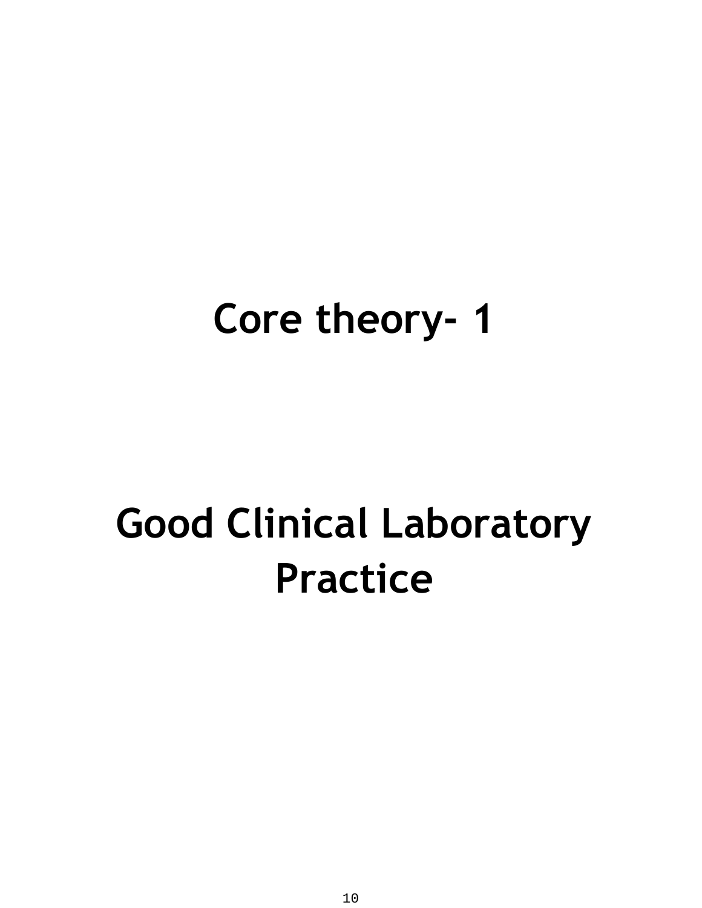# Core theory- 1

# Good Clinical Laboratory Practice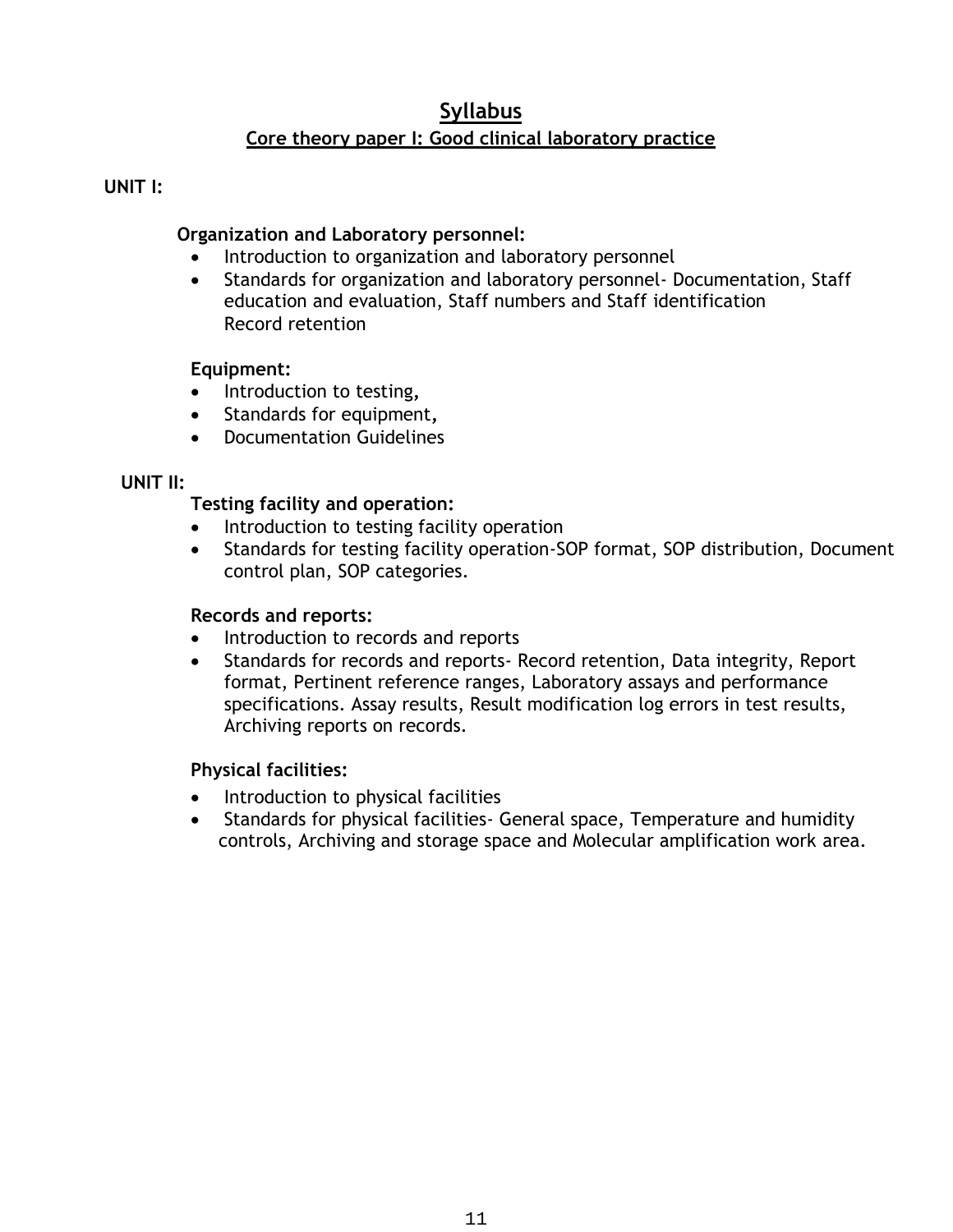# Syllabus

## Core theory paper I: Good clinical laboratory practice

**UNIT I:**

**Organization and Laboratory personnel:**

- Introduction to organization and laboratory personnel
- Standards for organization and laboratory personnel- Documentation, Staff education and evaluation, Staff numbers and Staff identification
  Record retention

**Equipment:**

- Introduction to testing,
- Standards for equipment,
- Documentation Guidelines

**UNIT II:**

**Testing facility and operation:**

- Introduction to testing facility operation
- Standards for testing facility operation-SOP format, SOP distribution, Document control plan, SOP categories.

**Records and reports:**

- Introduction to records and reports
- Standards for records and reports- Record retention, Data integrity, Report format, Pertinent reference ranges, Laboratory assays and performance specifications. Assay results, Result modification log errors in test results, Archiving reports on records.

**Physical facilities:**

- Introduction to physical facilities
- Standards for physical facilities- General space, Temperature and humidity controls, Archiving and storage space and Molecular amplification work area.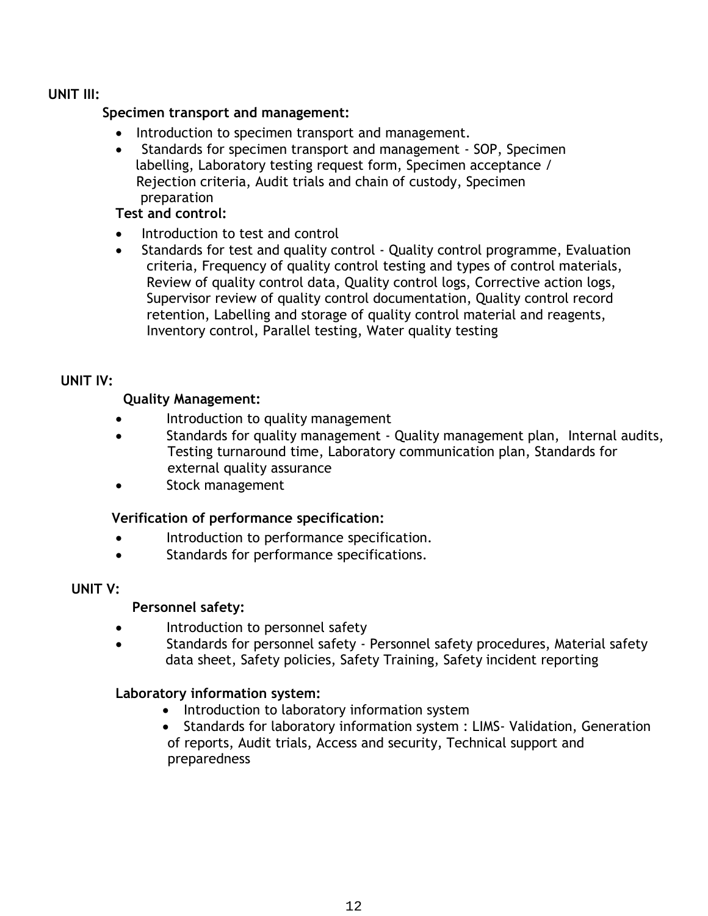**UNIT III:**

**Specimen transport and management:**

- Introduction to specimen transport and management.
- Standards for specimen transport and management - SOP, Specimen labelling, Laboratory testing request form, Specimen acceptance / Rejection criteria, Audit trials and chain of custody, Specimen preparation

**Test and control:**

- Introduction to test and control
- Standards for test and quality control - Quality control programme, Evaluation criteria, Frequency of quality control testing and types of control materials, Review of quality control data, Quality control logs, Corrective action logs, Supervisor review of quality control documentation, Quality control record retention, Labelling and storage of quality control material and reagents, Inventory control, Parallel testing, Water quality testing

**UNIT IV:**

**Quality Management:**

- Introduction to quality management
- Standards for quality management - Quality management plan, Internal audits, Testing turnaround time, Laboratory communication plan, Standards for external quality assurance
- Stock management

**Verification of performance specification:**

- Introduction to performance specification.
- Standards for performance specifications.

**UNIT V:**

**Personnel safety:**

- Introduction to personnel safety
- Standards for personnel safety - Personnel safety procedures, Material safety data sheet, Safety policies, Safety Training, Safety incident reporting

**Laboratory information system:**

- Introduction to laboratory information system
- Standards for laboratory information system : LIMS- Validation, Generation of reports, Audit trials, Access and security, Technical support and preparedness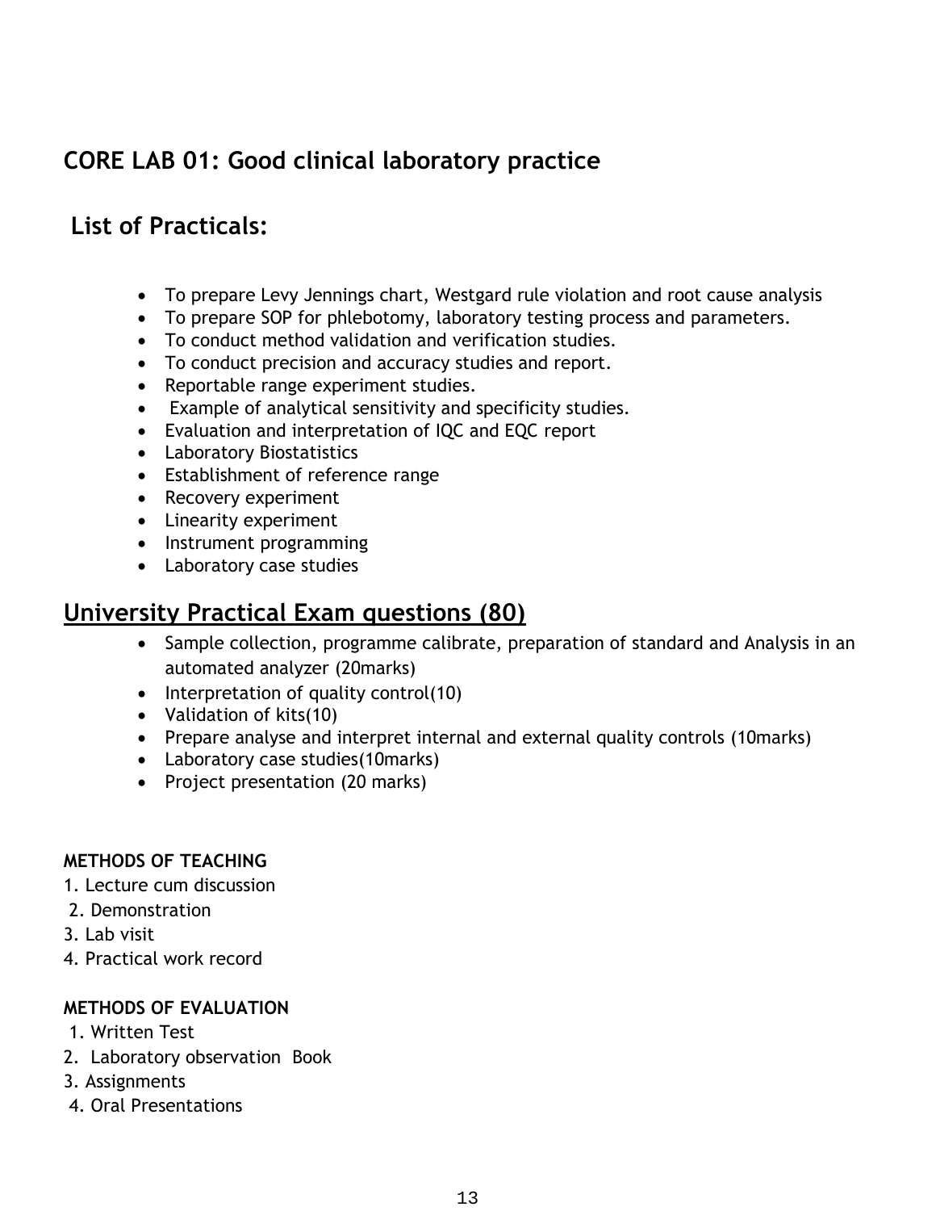## CORE LAB 01: Good clinical laboratory practice

### List of Practicals:

- To prepare Levy Jennings chart, Westgard rule violation and root cause analysis
- To prepare SOP for phlebotomy, laboratory testing process and parameters.
- To conduct method validation and verification studies.
- To conduct precision and accuracy studies and report.
- Reportable range experiment studies.
- Example of analytical sensitivity and specificity studies.
- Evaluation and interpretation of IQC and EQC report
- Laboratory Biostatistics
- Establishment of reference range
- Recovery experiment
- Linearity experiment
- Instrument programming
- Laboratory case studies

## University Practical Exam questions (80)

- Sample collection, programme calibrate, preparation of standard and Analysis in an automated analyzer (20marks)
- Interpretation of quality control(10)
- Validation of kits(10)
- Prepare analyse and interpret internal and external quality controls (10marks)
- Laboratory case studies(10marks)
- Project presentation (20 marks)

**METHODS OF TEACHING**

1. Lecture cum discussion
2. Demonstration
3. Lab visit
4. Practical work record

**METHODS OF EVALUATION**

1. Written Test
2. Laboratory observation Book
3. Assignments
4. Oral Presentations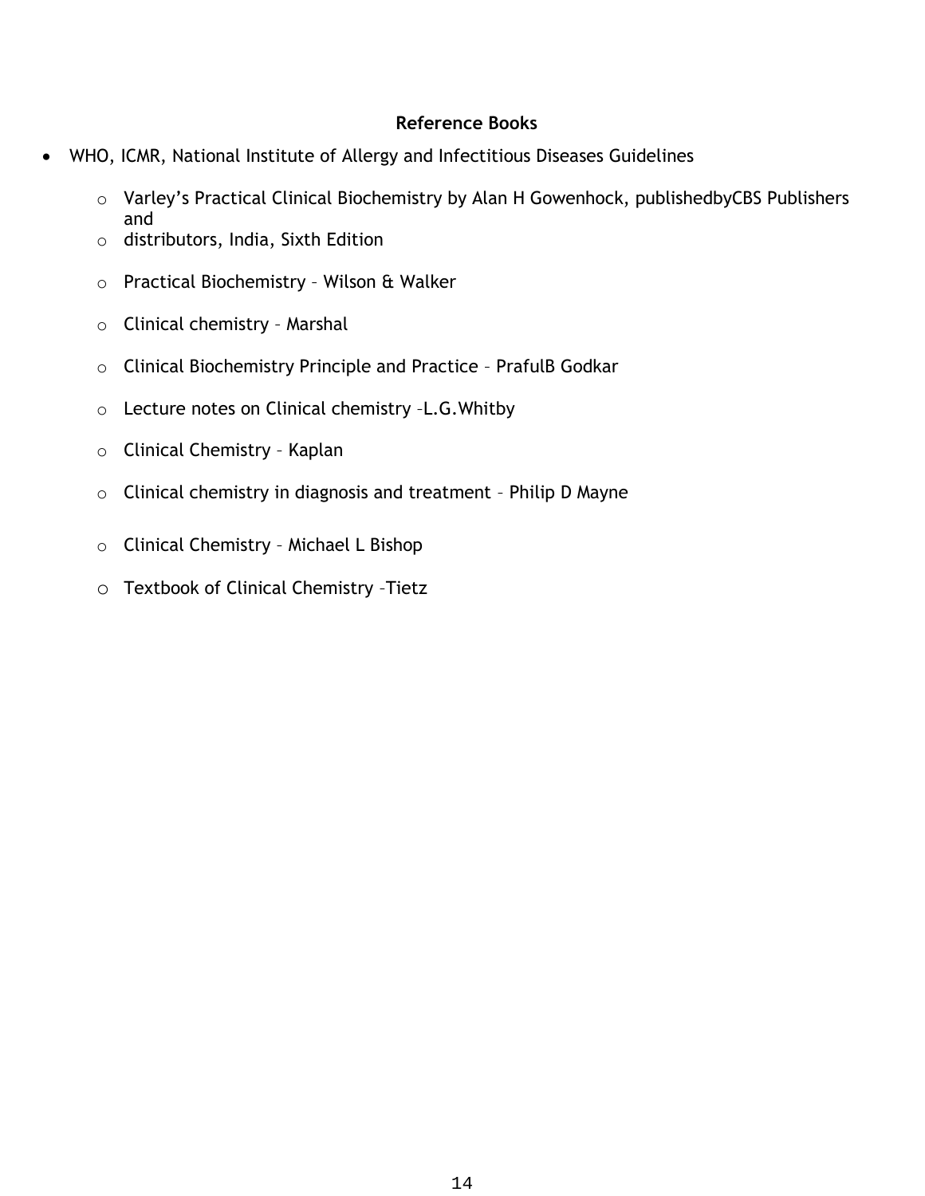**Reference Books**

- WHO, ICMR, National Institute of Allergy and Infectitious Diseases Guidelines
  - Varley's Practical Clinical Biochemistry by Alan H Gowenhock, publishedbyCBS Publishers and
  - distributors, India, Sixth Edition
  - Practical Biochemistry – Wilson & Walker
  - Clinical chemistry – Marshal
  - Clinical Biochemistry Principle and Practice – PrafulB Godkar
  - Lecture notes on Clinical chemistry –L.G.Whitby
  - Clinical Chemistry – Kaplan
  - Clinical chemistry in diagnosis and treatment – Philip D Mayne
  - Clinical Chemistry – Michael L Bishop
  - Textbook of Clinical Chemistry –Tietz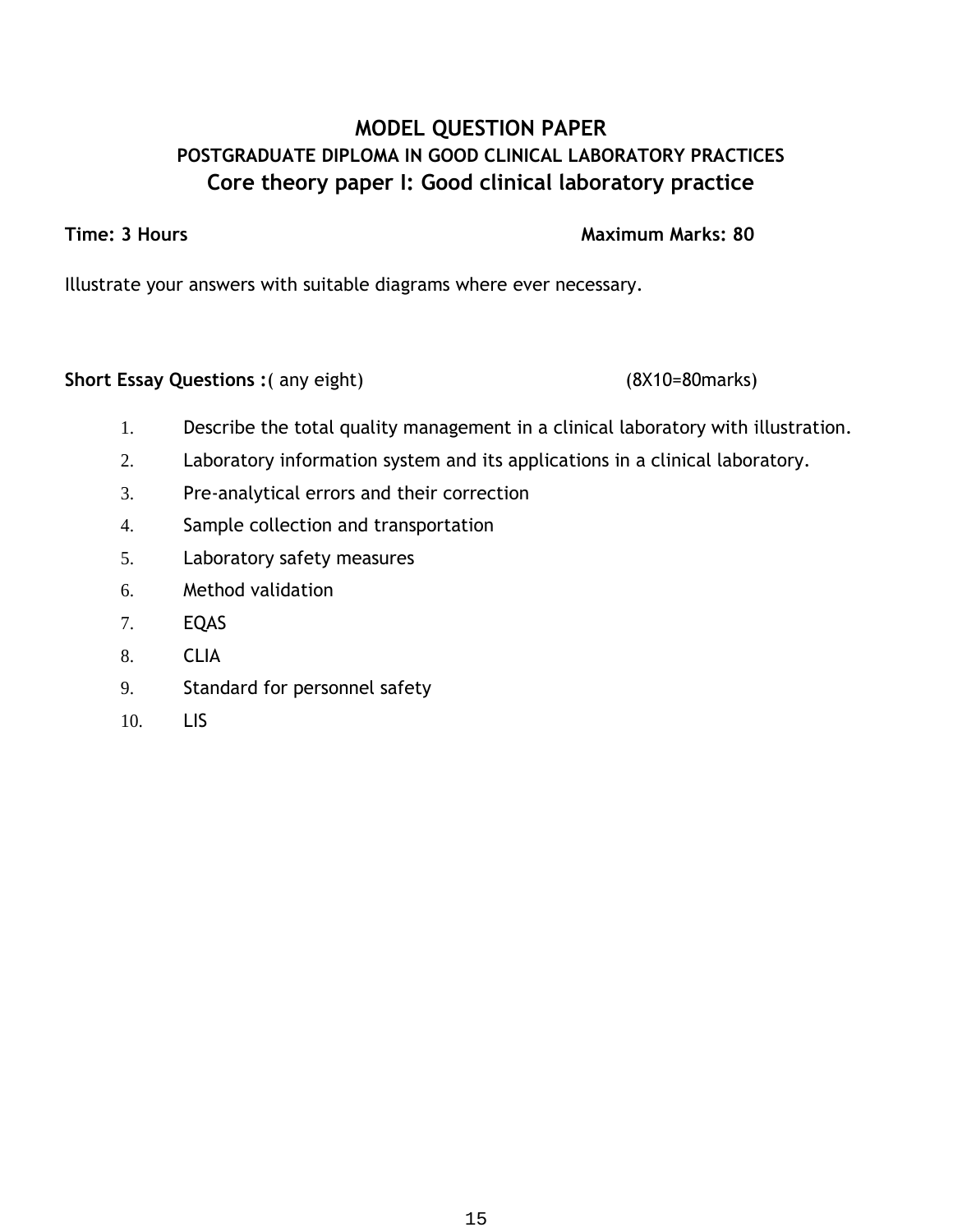# MODEL QUESTION PAPER

## POSTGRADUATE DIPLOMA IN GOOD CLINICAL LABORATORY PRACTICES

## Core theory paper I: Good clinical laboratory practice

**Time: 3 Hours** **Maximum Marks: 80**

Illustrate your answers with suitable diagrams where ever necessary.

**Short Essay Questions :**( any eight) (8X10=80marks)

1. Describe the total quality management in a clinical laboratory with illustration.
2. Laboratory information system and its applications in a clinical laboratory.
3. Pre-analytical errors and their correction
4. Sample collection and transportation
5. Laboratory safety measures
6. Method validation
7. EQAS
8. CLIA
9. Standard for personnel safety
10. LIS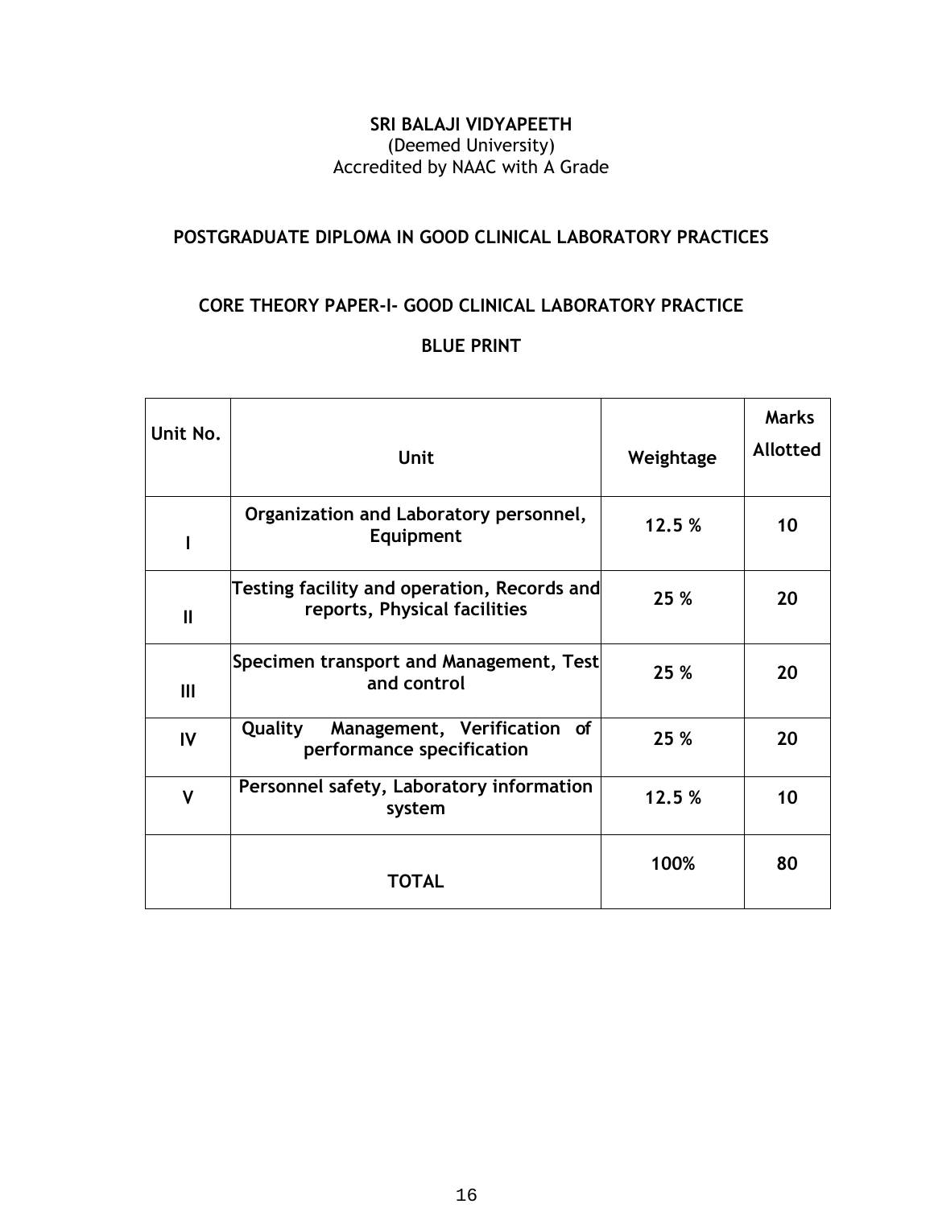**SRI BALAJI VIDYAPEETH**
(Deemed University)
Accredited by NAAC with A Grade

## POSTGRADUATE DIPLOMA IN GOOD CLINICAL LABORATORY PRACTICES

## CORE THEORY PAPER-I- GOOD CLINICAL LABORATORY PRACTICE

### BLUE PRINT

| Unit No. | Unit | Weightage | Marks Allotted |
|---|---|---|---|
| I | Organization and Laboratory personnel, Equipment | 12.5 % | 10 |
| II | Testing facility and operation, Records and reports, Physical facilities | 25 % | 20 |
| III | Specimen transport and Management, Test and control | 25 % | 20 |
| IV | Quality Management, Verification of performance specification | 25 % | 20 |
| V | Personnel safety, Laboratory information system | 12.5 % | 10 |
| | TOTAL | 100% | 80 |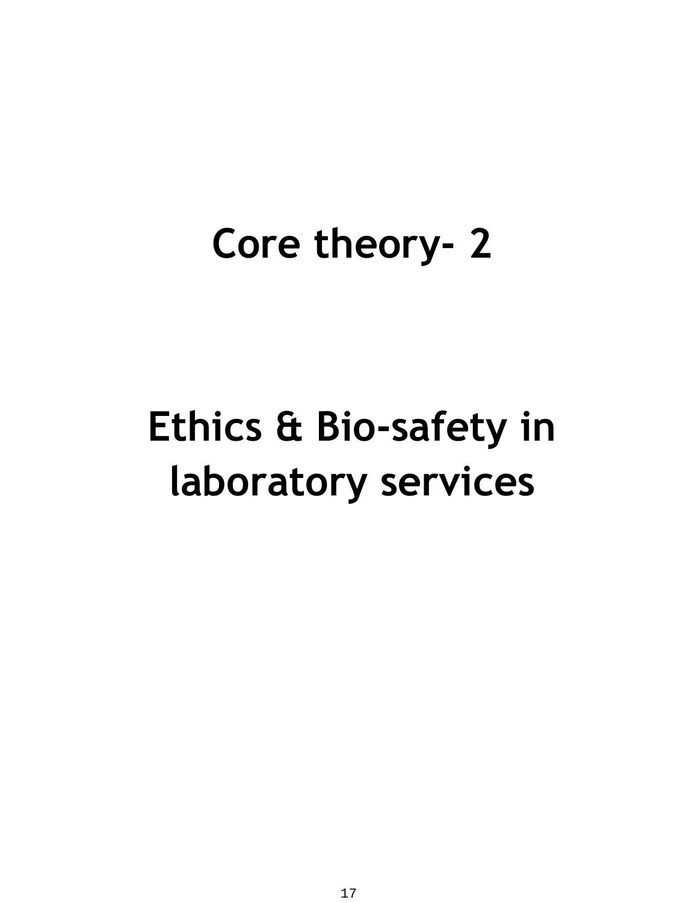# Core theory- 2

# Ethics & Bio-safety in laboratory services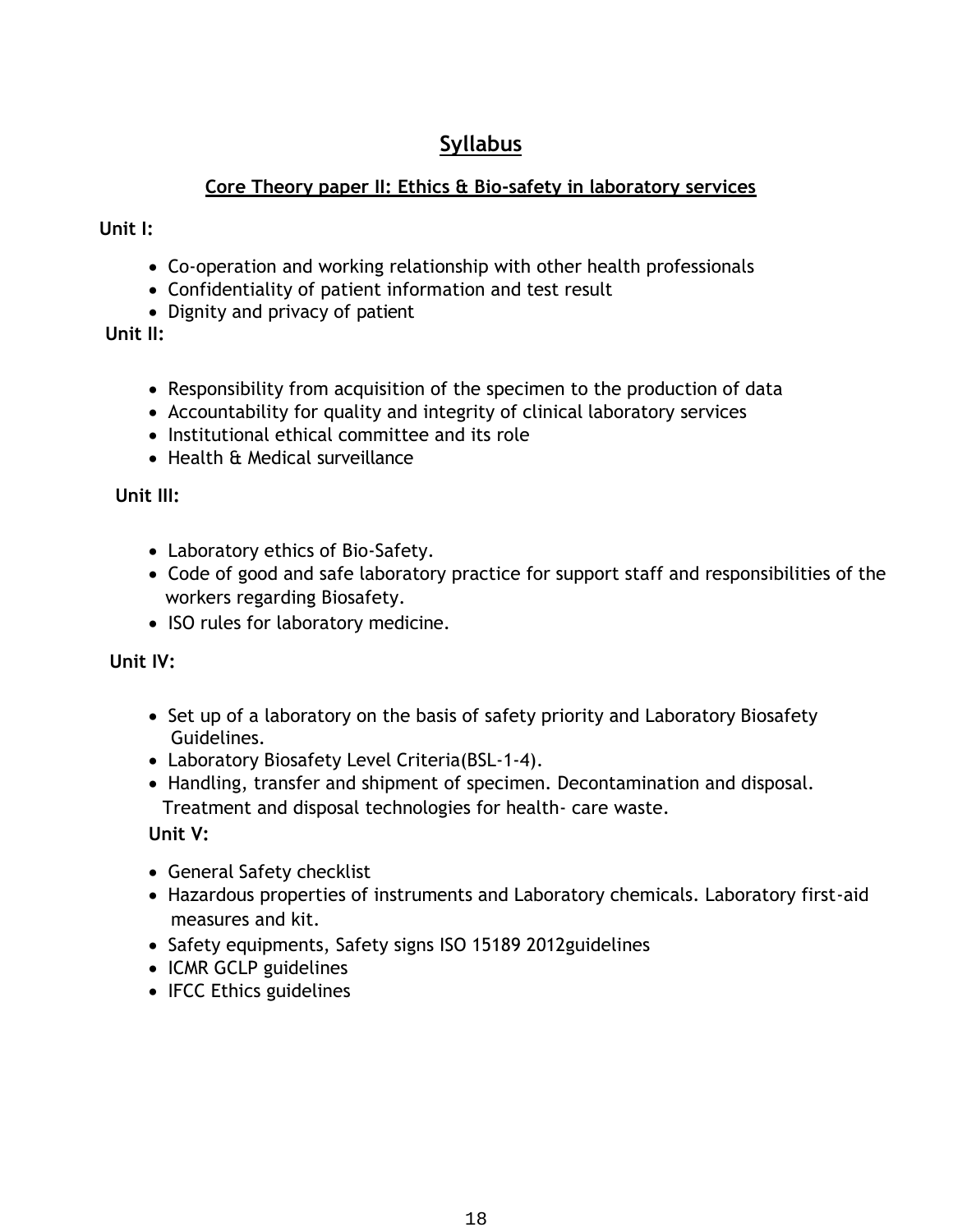# Syllabus

## Core Theory paper II: Ethics & Bio-safety in laboratory services

**Unit I:**

- Co-operation and working relationship with other health professionals
- Confidentiality of patient information and test result
- Dignity and privacy of patient

**Unit II:**

- Responsibility from acquisition of the specimen to the production of data
- Accountability for quality and integrity of clinical laboratory services
- Institutional ethical committee and its role
- Health & Medical surveillance

**Unit III:**

- Laboratory ethics of Bio-Safety.
- Code of good and safe laboratory practice for support staff and responsibilities of the workers regarding Biosafety.
- ISO rules for laboratory medicine.

**Unit IV:**

- Set up of a laboratory on the basis of safety priority and Laboratory Biosafety Guidelines.
- Laboratory Biosafety Level Criteria(BSL-1-4).
- Handling, transfer and shipment of specimen. Decontamination and disposal. Treatment and disposal technologies for health- care waste.

**Unit V:**

- General Safety checklist
- Hazardous properties of instruments and Laboratory chemicals. Laboratory first-aid measures and kit.
- Safety equipments, Safety signs ISO 15189 2012guidelines
- ICMR GCLP guidelines
- IFCC Ethics guidelines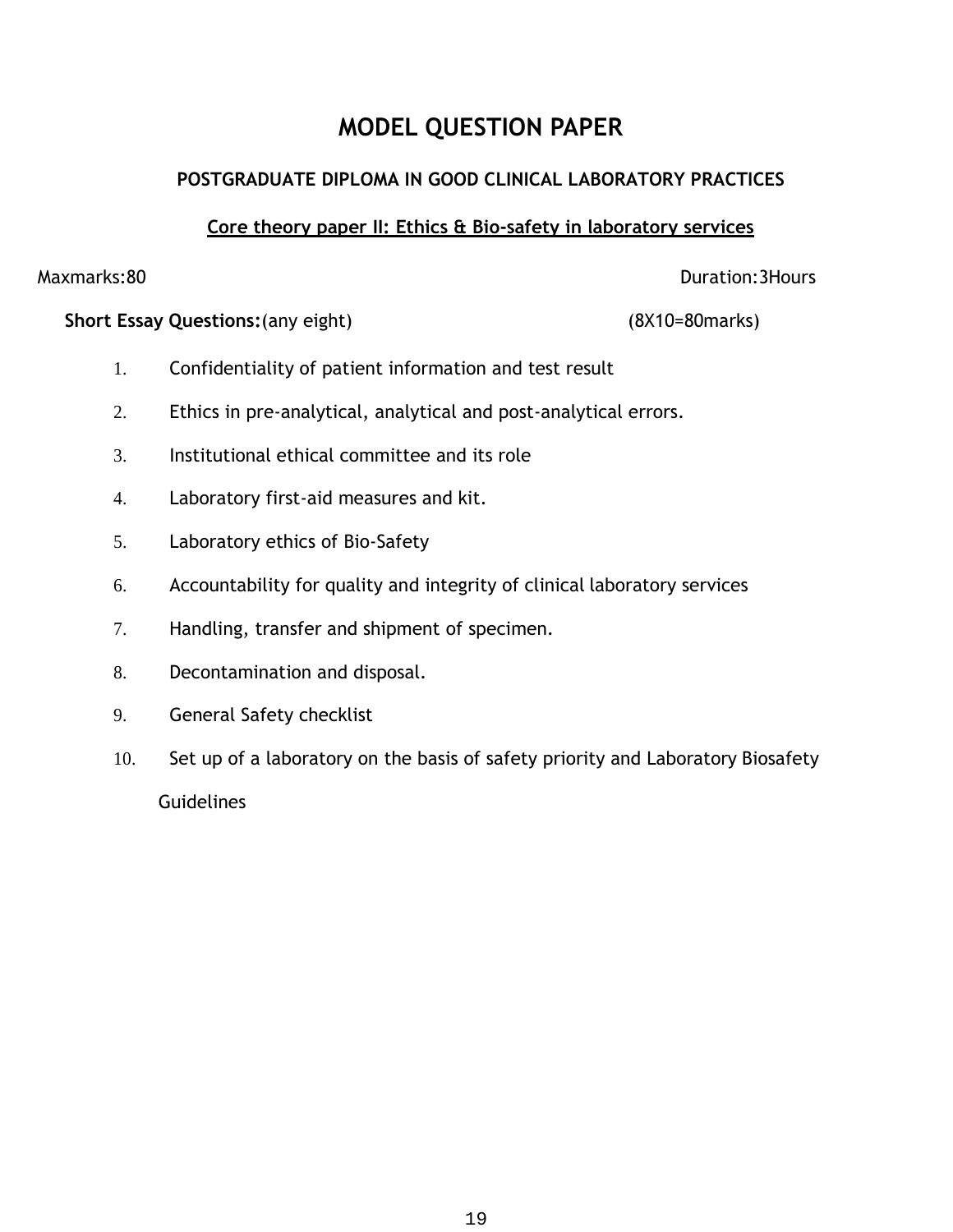# MODEL QUESTION PAPER

## POSTGRADUATE DIPLOMA IN GOOD CLINICAL LABORATORY PRACTICES

### Core theory paper II: Ethics & Bio-safety in laboratory services

Maxmarks:80 Duration:3Hours

**Short Essay Questions:**(any eight) (8X10=80marks)

1. Confidentiality of patient information and test result
2. Ethics in pre-analytical, analytical and post-analytical errors.
3. Institutional ethical committee and its role
4. Laboratory first-aid measures and kit.
5. Laboratory ethics of Bio-Safety
6. Accountability for quality and integrity of clinical laboratory services
7. Handling, transfer and shipment of specimen.
8. Decontamination and disposal.
9. General Safety checklist
10. Set up of a laboratory on the basis of safety priority and Laboratory Biosafety Guidelines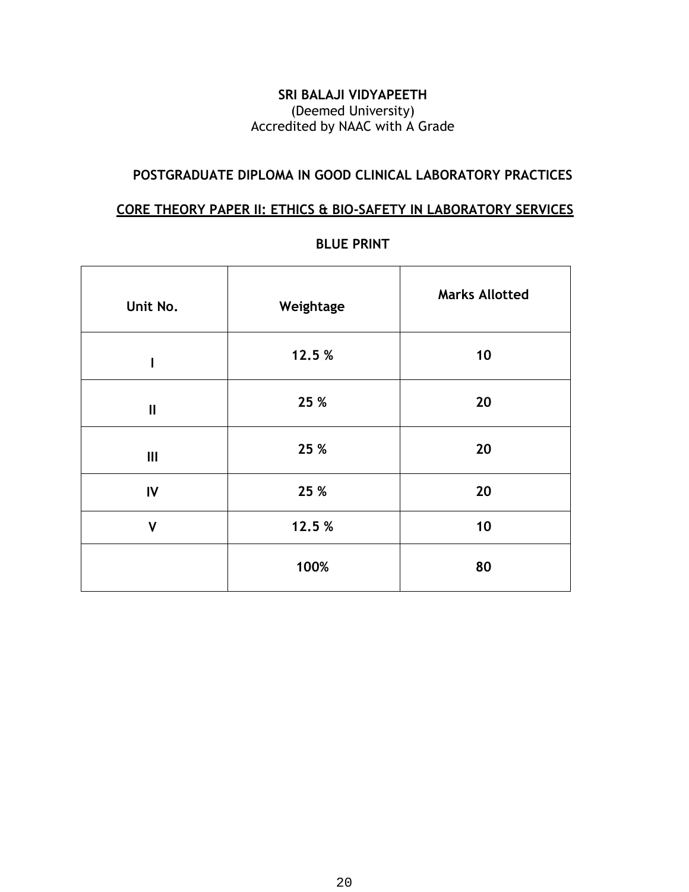**SRI BALAJI VIDYAPEETH**
(Deemed University)
Accredited by NAAC with A Grade

## POSTGRADUATE DIPLOMA IN GOOD CLINICAL LABORATORY PRACTICES

## CORE THEORY PAPER II: ETHICS & BIO-SAFETY IN LABORATORY SERVICES

### BLUE PRINT

| Unit No. | Weightage | Marks Allotted |
|---|---|---|
| I | 12.5 % | 10 |
| II | 25 % | 20 |
| III | 25 % | 20 |
| IV | 25 % | 20 |
| V | 12.5 % | 10 |
| | 100% | 80 |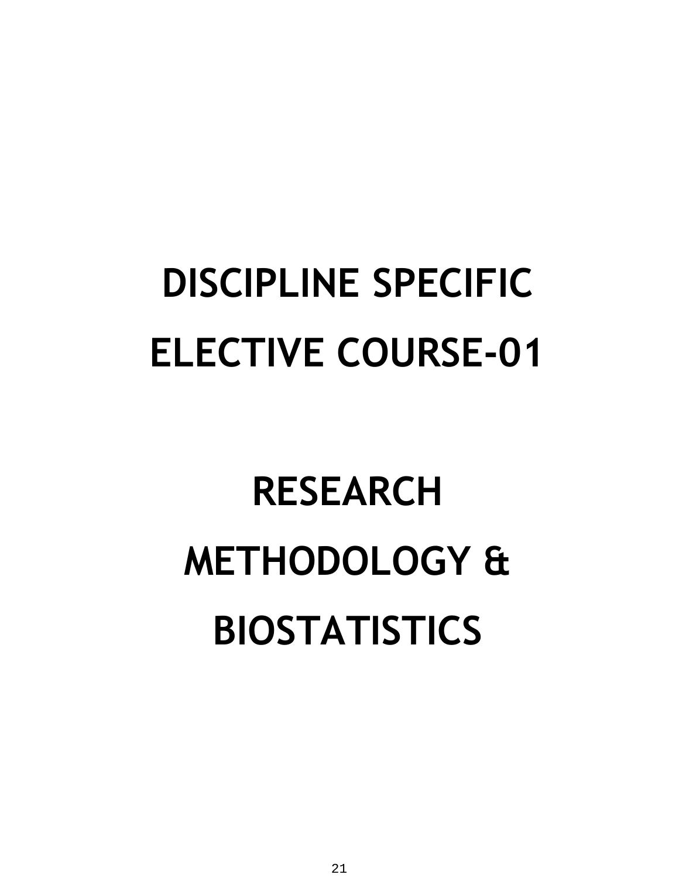# DISCIPLINE SPECIFIC ELECTIVE COURSE-01

# RESEARCH METHODOLOGY & BIOSTATISTICS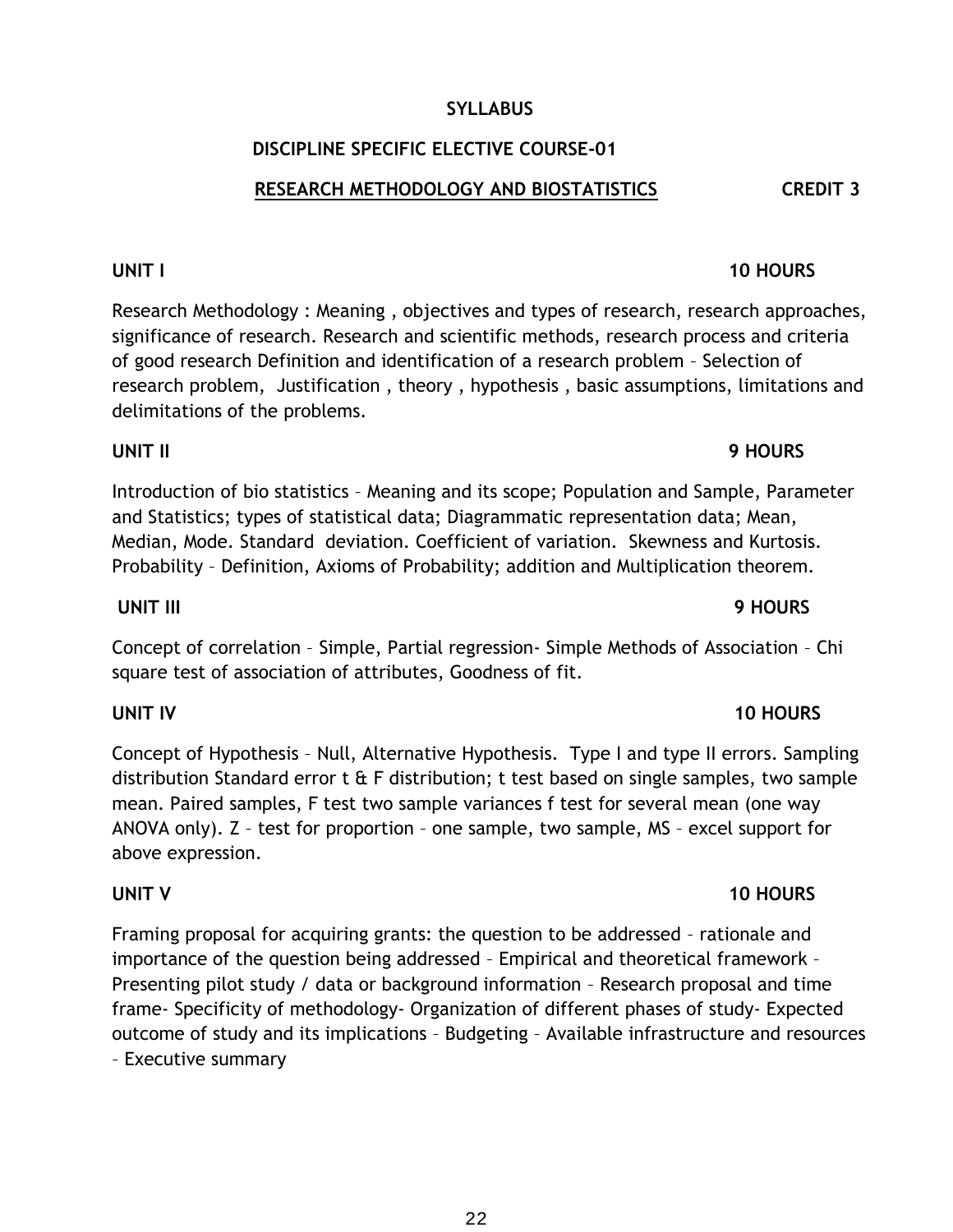# SYLLABUS

## DISCIPLINE SPECIFIC ELECTIVE COURSE-01

## RESEARCH METHODOLOGY AND BIOSTATISTICS CREDIT 3

**UNIT I 10 HOURS**

Research Methodology : Meaning , objectives and types of research, research approaches, significance of research. Research and scientific methods, research process and criteria of good research Definition and identification of a research problem – Selection of research problem, Justification , theory , hypothesis , basic assumptions, limitations and delimitations of the problems.

**UNIT II 9 HOURS**

Introduction of bio statistics – Meaning and its scope; Population and Sample, Parameter and Statistics; types of statistical data; Diagrammatic representation data; Mean, Median, Mode. Standard deviation. Coefficient of variation. Skewness and Kurtosis. Probability – Definition, Axioms of Probability; addition and Multiplication theorem.

**UNIT III 9 HOURS**

Concept of correlation – Simple, Partial regression- Simple Methods of Association – Chi square test of association of attributes, Goodness of fit.

**UNIT IV 10 HOURS**

Concept of Hypothesis – Null, Alternative Hypothesis. Type I and type II errors. Sampling distribution Standard error t & F distribution; t test based on single samples, two sample mean. Paired samples, F test two sample variances f test for several mean (one way ANOVA only). Z – test for proportion – one sample, two sample, MS – excel support for above expression.

**UNIT V 10 HOURS**

Framing proposal for acquiring grants: the question to be addressed – rationale and importance of the question being addressed – Empirical and theoretical framework – Presenting pilot study / data or background information – Research proposal and time frame- Specificity of methodology- Organization of different phases of study- Expected outcome of study and its implications – Budgeting – Available infrastructure and resources – Executive summary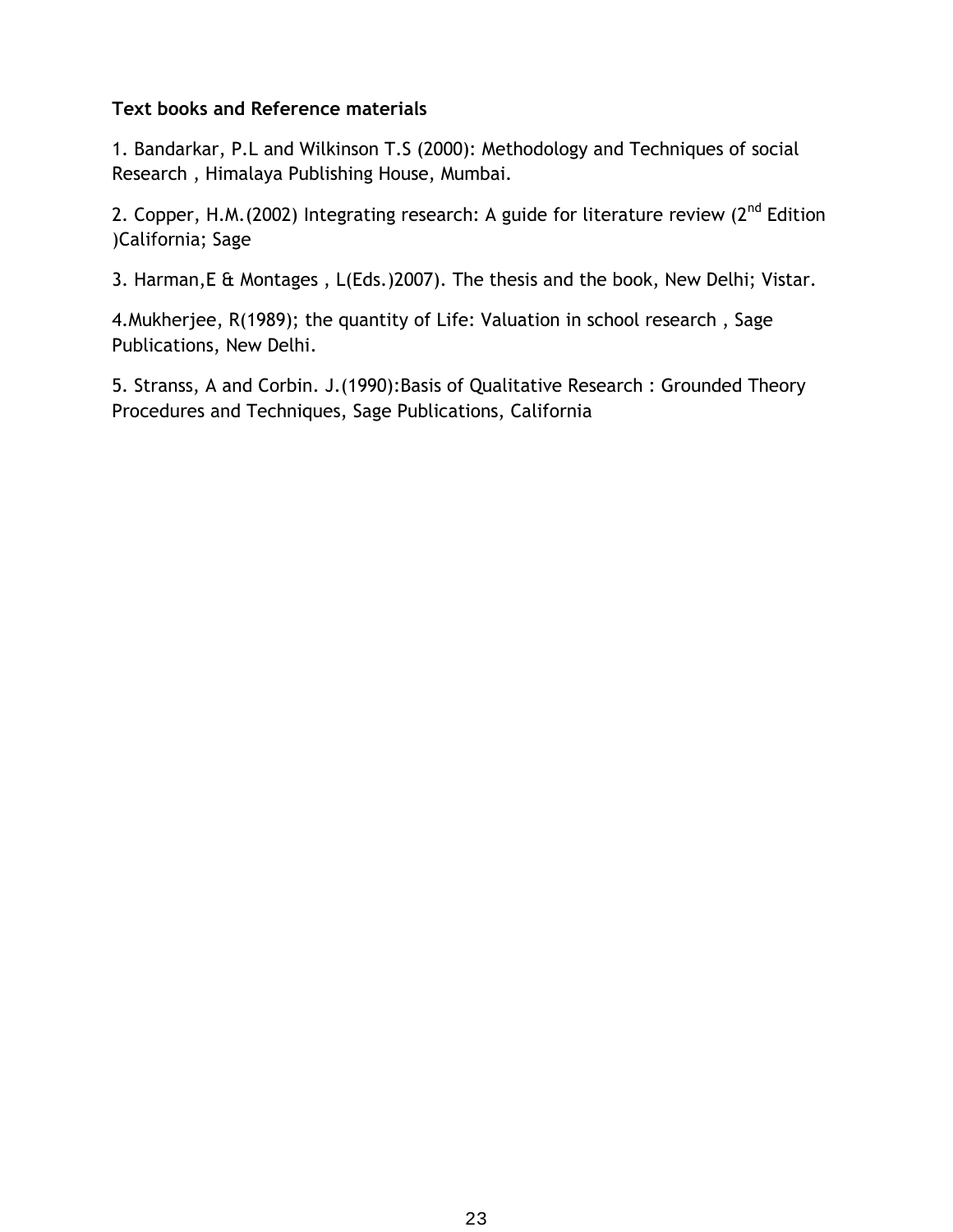**Text books and Reference materials**

1. Bandarkar, P.L and Wilkinson T.S (2000): Methodology and Techniques of social Research , Himalaya Publishing House, Mumbai.

2. Copper, H.M.(2002) Integrating research: A guide for literature review (2nd Edition )California; Sage

3. Harman,E & Montages , L(Eds.)2007). The thesis and the book, New Delhi; Vistar.

4.Mukherjee, R(1989); the quantity of Life: Valuation in school research , Sage Publications, New Delhi.

5. Stranss, A and Corbin. J.(1990):Basis of Qualitative Research : Grounded Theory Procedures and Techniques, Sage Publications, California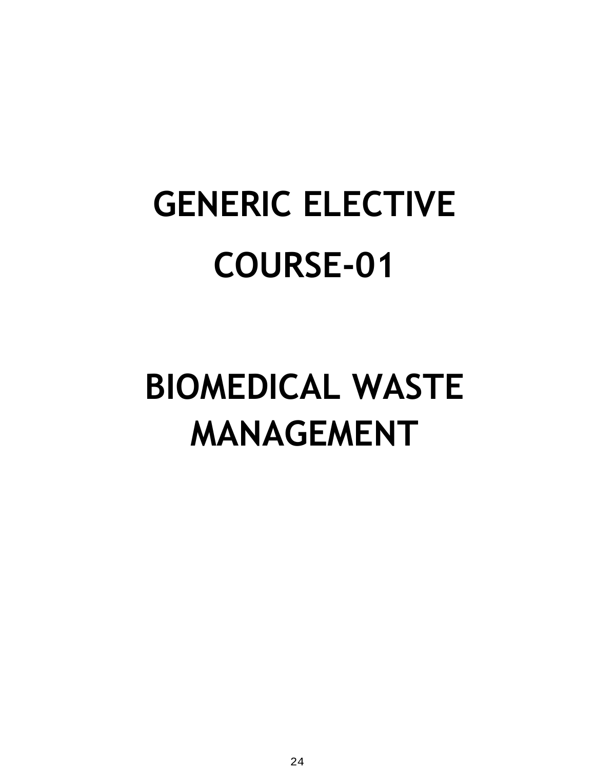# GENERIC ELECTIVE COURSE-01

# BIOMEDICAL WASTE MANAGEMENT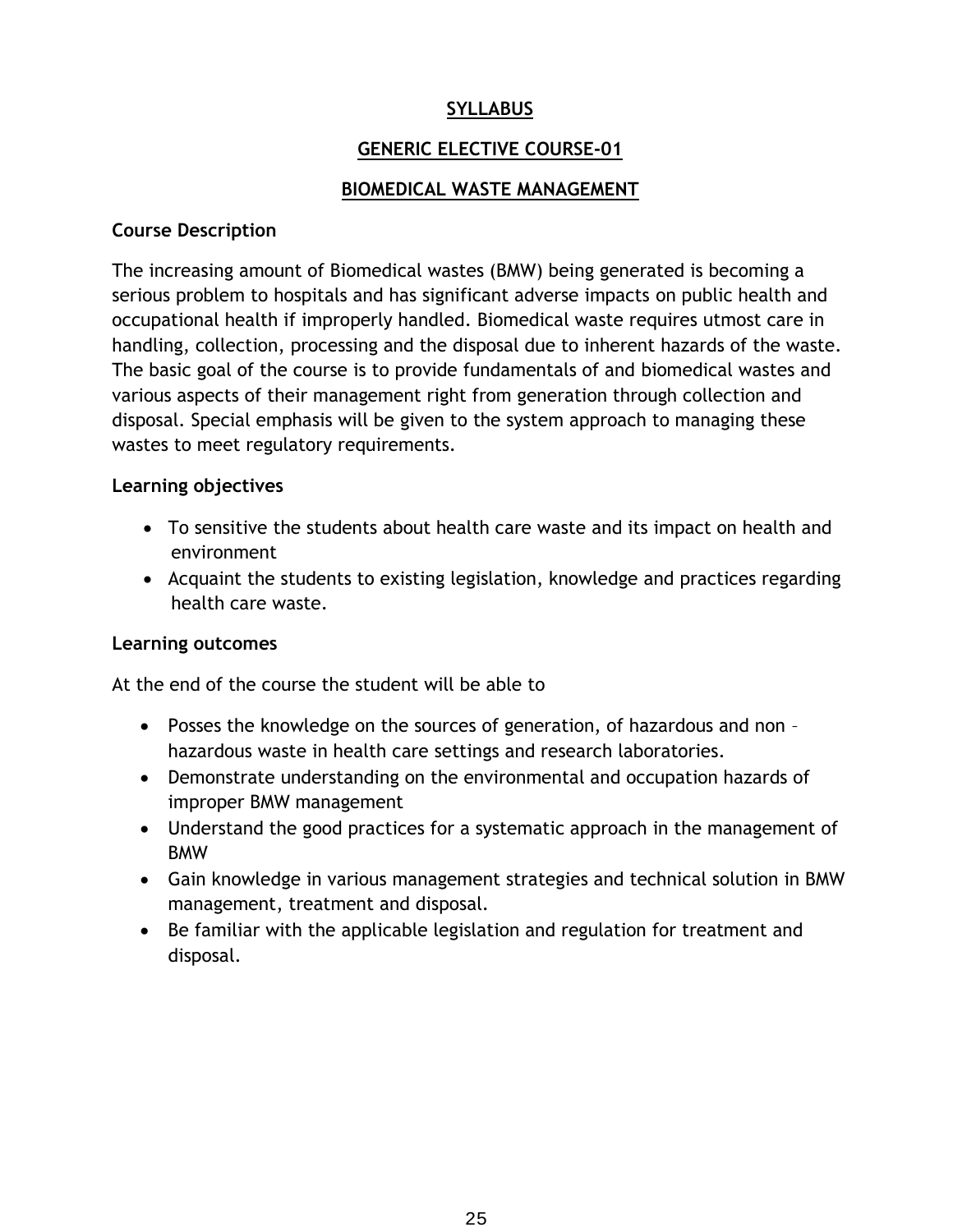# SYLLABUS

## GENERIC ELECTIVE COURSE-01

## BIOMEDICAL WASTE MANAGEMENT

### Course Description

The increasing amount of Biomedical wastes (BMW) being generated is becoming a serious problem to hospitals and has significant adverse impacts on public health and occupational health if improperly handled. Biomedical waste requires utmost care in handling, collection, processing and the disposal due to inherent hazards of the waste. The basic goal of the course is to provide fundamentals of and biomedical wastes and various aspects of their management right from generation through collection and disposal. Special emphasis will be given to the system approach to managing these wastes to meet regulatory requirements.

### Learning objectives

- To sensitive the students about health care waste and its impact on health and environment
- Acquaint the students to existing legislation, knowledge and practices regarding health care waste.

### Learning outcomes

At the end of the course the student will be able to

- Posses the knowledge on the sources of generation, of hazardous and non – hazardous waste in health care settings and research laboratories.
- Demonstrate understanding on the environmental and occupation hazards of improper BMW management
- Understand the good practices for a systematic approach in the management of BMW
- Gain knowledge in various management strategies and technical solution in BMW management, treatment and disposal.
- Be familiar with the applicable legislation and regulation for treatment and disposal.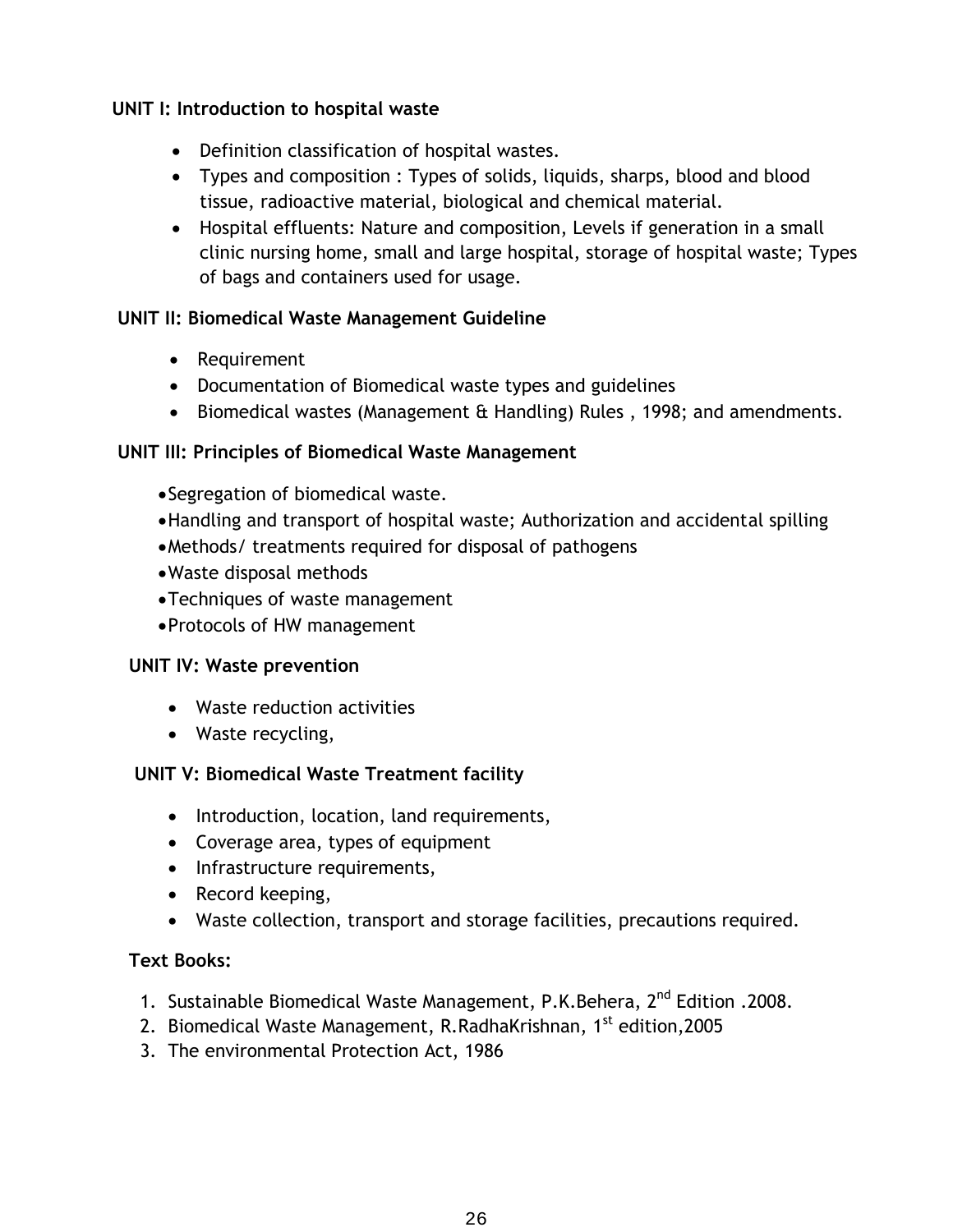**UNIT I: Introduction to hospital waste**

- Definition classification of hospital wastes.
- Types and composition : Types of solids, liquids, sharps, blood and blood tissue, radioactive material, biological and chemical material.
- Hospital effluents: Nature and composition, Levels if generation in a small clinic nursing home, small and large hospital, storage of hospital waste; Types of bags and containers used for usage.

**UNIT II: Biomedical Waste Management Guideline**

- Requirement
- Documentation of Biomedical waste types and guidelines
- Biomedical wastes (Management & Handling) Rules , 1998; and amendments.

**UNIT III: Principles of Biomedical Waste Management**

- Segregation of biomedical waste.
- Handling and transport of hospital waste; Authorization and accidental spilling
- Methods/ treatments required for disposal of pathogens
- Waste disposal methods
- Techniques of waste management
- Protocols of HW management

**UNIT IV: Waste prevention**

- Waste reduction activities
- Waste recycling,

**UNIT V: Biomedical Waste Treatment facility**

- Introduction, location, land requirements,
- Coverage area, types of equipment
- Infrastructure requirements,
- Record keeping,
- Waste collection, transport and storage facilities, precautions required.

**Text Books:**

1. Sustainable Biomedical Waste Management, P.K.Behera, 2nd Edition .2008.
2. Biomedical Waste Management, R.RadhaKrishnan, 1st edition,2005
3. The environmental Protection Act, 1986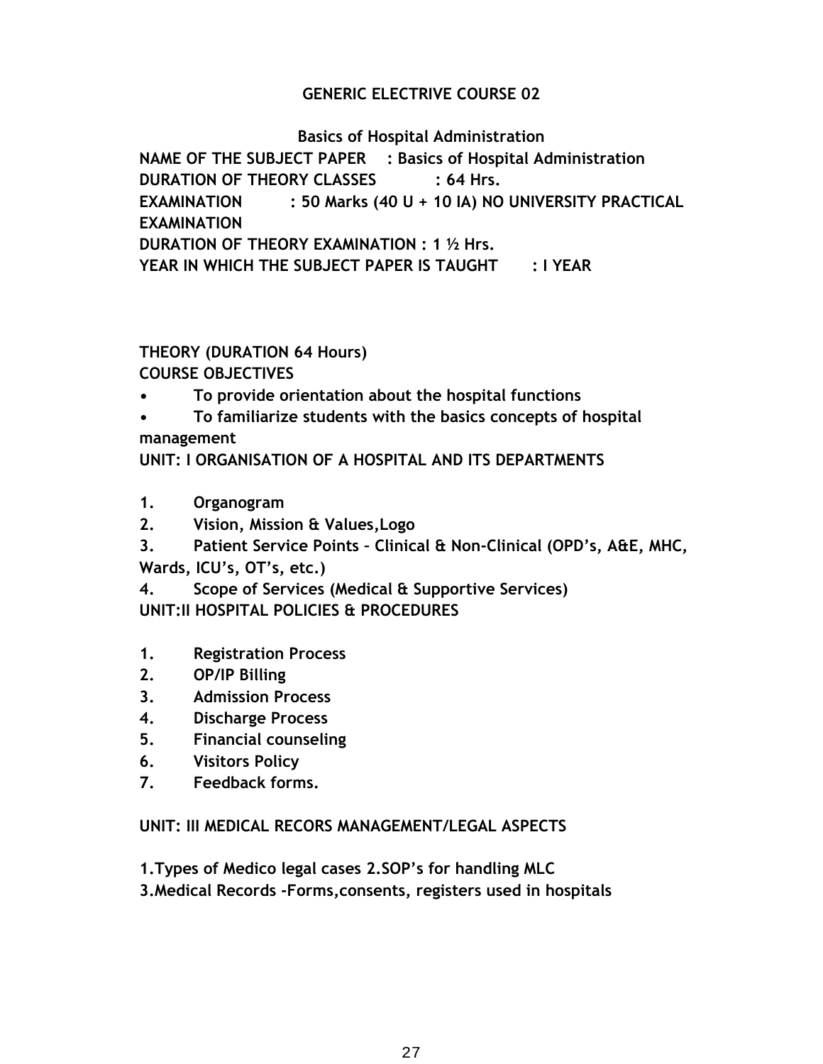## GENERIC ELECTRIVE COURSE 02

### Basics of Hospital Administration

**NAME OF THE SUBJECT PAPER : Basics of Hospital Administration**
**DURATION OF THEORY CLASSES : 64 Hrs.**
**EXAMINATION : 50 Marks (40 U + 10 IA) NO UNIVERSITY PRACTICAL EXAMINATION**
**DURATION OF THEORY EXAMINATION : 1 ½ Hrs.**
**YEAR IN WHICH THE SUBJECT PAPER IS TAUGHT : I YEAR**

**THEORY (DURATION 64 Hours)**

**COURSE OBJECTIVES**

- **To provide orientation about the hospital functions**
- **To familiarize students with the basics concepts of hospital management**

**UNIT: I ORGANISATION OF A HOSPITAL AND ITS DEPARTMENTS**

1. **Organogram**
2. **Vision, Mission & Values,Logo**
3. **Patient Service Points – Clinical & Non-Clinical (OPD's, A&E, MHC, Wards, ICU's, OT's, etc.)**
4. **Scope of Services (Medical & Supportive Services)**

**UNIT:II HOSPITAL POLICIES & PROCEDURES**

1. **Registration Process**
2. **OP/IP Billing**
3. **Admission Process**
4. **Discharge Process**
5. **Financial counseling**
6. **Visitors Policy**
7. **Feedback forms.**

**UNIT: III MEDICAL RECORS MANAGEMENT/LEGAL ASPECTS**

**1.Types of Medico legal cases 2.SOP's for handling MLC**
**3.Medical Records –Forms,consents, registers used in hospitals**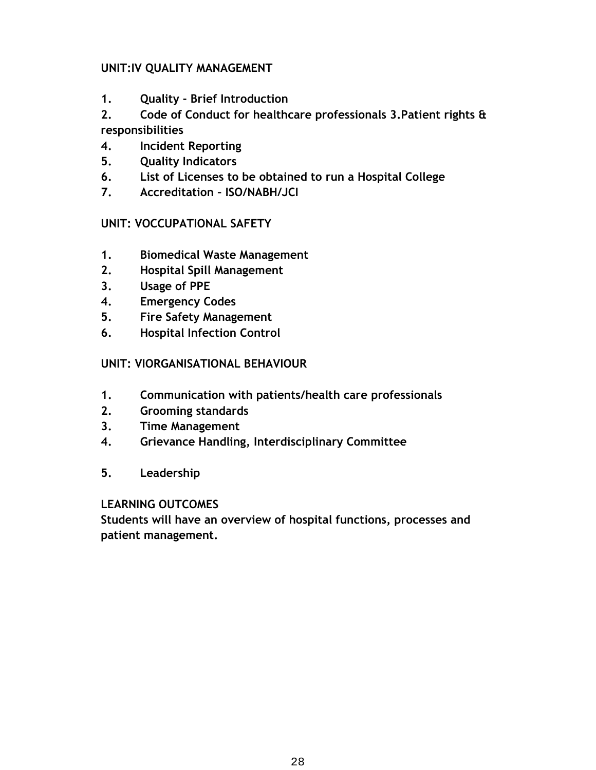**UNIT:IV QUALITY MANAGEMENT**

1. **Quality - Brief Introduction**
2. **Code of Conduct for healthcare professionals 3.Patient rights & responsibilities**
4. **Incident Reporting**
5. **Quality Indicators**
6. **List of Licenses to be obtained to run a Hospital College**
7. **Accreditation – ISO/NABH/JCI**

**UNIT: VOCCUPATIONAL SAFETY**

1. **Biomedical Waste Management**
2. **Hospital Spill Management**
3. **Usage of PPE**
4. **Emergency Codes**
5. **Fire Safety Management**
6. **Hospital Infection Control**

**UNIT: VIORGANISATIONAL BEHAVIOUR**

1. **Communication with patients/health care professionals**
2. **Grooming standards**
3. **Time Management**
4. **Grievance Handling, Interdisciplinary Committee**
5. **Leadership**

**LEARNING OUTCOMES**

**Students will have an overview of hospital functions, processes and patient management.**